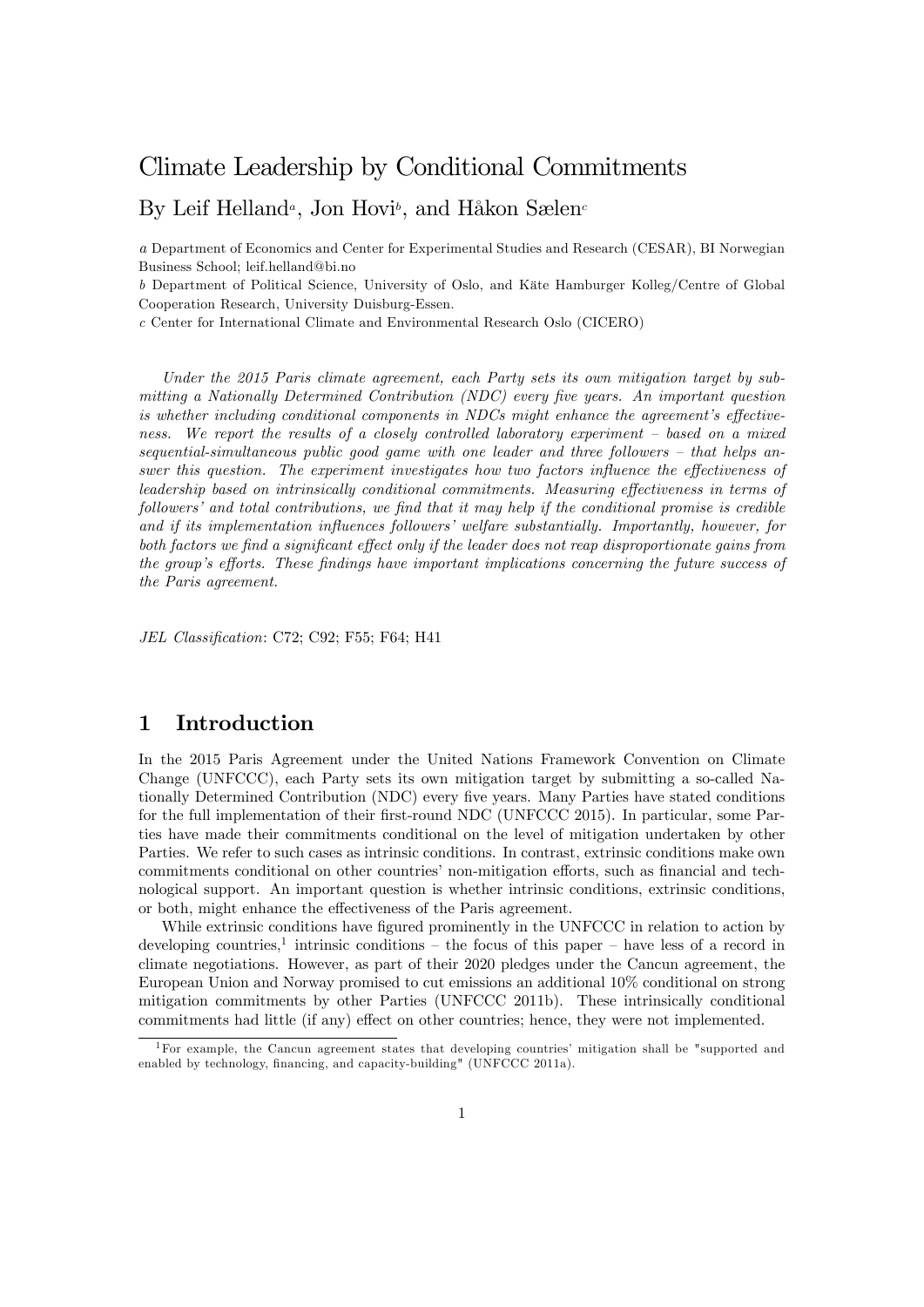# Climate Leadership by Conditional Commitments

By Leif Helland[a], Jon Hovi[b], and Håkon Sælen[c]

a Department of Economics and Center for Experimental Studies and Research (CESAR), BI Norwegian Business School; leif.helland@bi.no

b Department of Political Science, University of Oslo, and Käte Hamburger Kolleg/Centre of Global Cooperation Research, University Duisburg-Essen.

c Center for International Climate and Environmental Research Oslo (CICERO)

*Under the 2015 Paris climate agreement, each Party sets its own mitigation target by submitting a Nationally Determined Contribution (NDC) every five years. An important question is whether including conditional components in NDCs might enhance the agreement's effectiveness. We report the results of a closely controlled laboratory experiment – based on a mixed sequential-simultaneous public good game with one leader and three followers – that helps answer this question. The experiment investigates how two factors influence the effectiveness of leadership based on intrinsically conditional commitments. Measuring effectiveness in terms of followers' and total contributions, we find that it may help if the conditional promise is credible and if its implementation influences followers' welfare substantially. Importantly, however, for both factors we find a significant effect only if the leader does not reap disproportionate gains from the group's efforts. These findings have important implications concerning the future success of the Paris agreement.*

*JEL Classification*: C72; C92; F55; F64; H41

## 1 Introduction

In the 2015 Paris Agreement under the United Nations Framework Convention on Climate Change (UNFCCC), each Party sets its own mitigation target by submitting a so-called Nationally Determined Contribution (NDC) every five years. Many Parties have stated conditions for the full implementation of their first-round NDC (UNFCCC 2015). In particular, some Parties have made their commitments conditional on the level of mitigation undertaken by other Parties. We refer to such cases as intrinsic conditions. In contrast, extrinsic conditions make own commitments conditional on other countries' non-mitigation efforts, such as financial and technological support. An important question is whether intrinsic conditions, extrinsic conditions, or both, might enhance the effectiveness of the Paris agreement.

While extrinsic conditions have figured prominently in the UNFCCC in relation to action by developing countries,[1] intrinsic conditions – the focus of this paper – have less of a record in climate negotiations. However, as part of their 2020 pledges under the Cancun agreement, the European Union and Norway promised to cut emissions an additional 10% conditional on strong mitigation commitments by other Parties (UNFCCC 2011b). These intrinsically conditional commitments had little (if any) effect on other countries; hence, they were not implemented.

[1] For example, the Cancun agreement states that developing countries' mitigation shall be "supported and enabled by technology, financing, and capacity-building" (UNFCCC 2011a).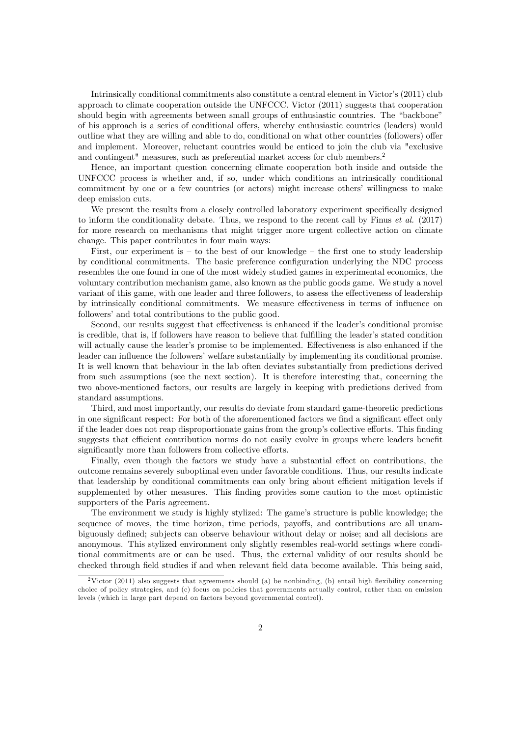Intrinsically conditional commitments also constitute a central element in Victor's (2011) club approach to climate cooperation outside the UNFCCC. Victor (2011) suggests that cooperation should begin with agreements between small groups of enthusiastic countries. The "backbone" of his approach is a series of conditional offers, whereby enthusiastic countries (leaders) would outline what they are willing and able to do, conditional on what other countries (followers) offer and implement. Moreover, reluctant countries would be enticed to join the club via "exclusive and contingent" measures, such as preferential market access for club members.[2]

Hence, an important question concerning climate cooperation both inside and outside the UNFCCC process is whether and, if so, under which conditions an intrinsically conditional commitment by one or a few countries (or actors) might increase others' willingness to make deep emission cuts.

We present the results from a closely controlled laboratory experiment specifically designed to inform the conditionality debate. Thus, we respond to the recent call by Finus *et al.* (2017) for more research on mechanisms that might trigger more urgent collective action on climate change. This paper contributes in four main ways:

First, our experiment is – to the best of our knowledge – the first one to study leadership by conditional commitments. The basic preference configuration underlying the NDC process resembles the one found in one of the most widely studied games in experimental economics, the voluntary contribution mechanism game, also known as the public goods game. We study a novel variant of this game, with one leader and three followers, to assess the effectiveness of leadership by intrinsically conditional commitments. We measure effectiveness in terms of influence on followers' and total contributions to the public good.

Second, our results suggest that effectiveness is enhanced if the leader's conditional promise is credible, that is, if followers have reason to believe that fulfilling the leader's stated condition will actually cause the leader's promise to be implemented. Effectiveness is also enhanced if the leader can influence the followers' welfare substantially by implementing its conditional promise. It is well known that behaviour in the lab often deviates substantially from predictions derived from such assumptions (see the next section). It is therefore interesting that, concerning the two above-mentioned factors, our results are largely in keeping with predictions derived from standard assumptions.

Third, and most importantly, our results do deviate from standard game-theoretic predictions in one significant respect: For both of the aforementioned factors we find a significant effect only if the leader does not reap disproportionate gains from the group's collective efforts. This finding suggests that efficient contribution norms do not easily evolve in groups where leaders benefit significantly more than followers from collective efforts.

Finally, even though the factors we study have a substantial effect on contributions, the outcome remains severely suboptimal even under favorable conditions. Thus, our results indicate that leadership by conditional commitments can only bring about efficient mitigation levels if supplemented by other measures. This finding provides some caution to the most optimistic supporters of the Paris agreement.

The environment we study is highly stylized: The game's structure is public knowledge; the sequence of moves, the time horizon, time periods, payoffs, and contributions are all unambiguously defined; subjects can observe behaviour without delay or noise; and all decisions are anonymous. This stylized environment only slightly resembles real-world settings where conditional commitments are or can be used. Thus, the external validity of our results should be checked through field studies if and when relevant field data become available. This being said,

[2] Victor (2011) also suggests that agreements should (a) be nonbinding, (b) entail high flexibility concerning choice of policy strategies, and (c) focus on policies that governments actually control, rather than on emission levels (which in large part depend on factors beyond governmental control).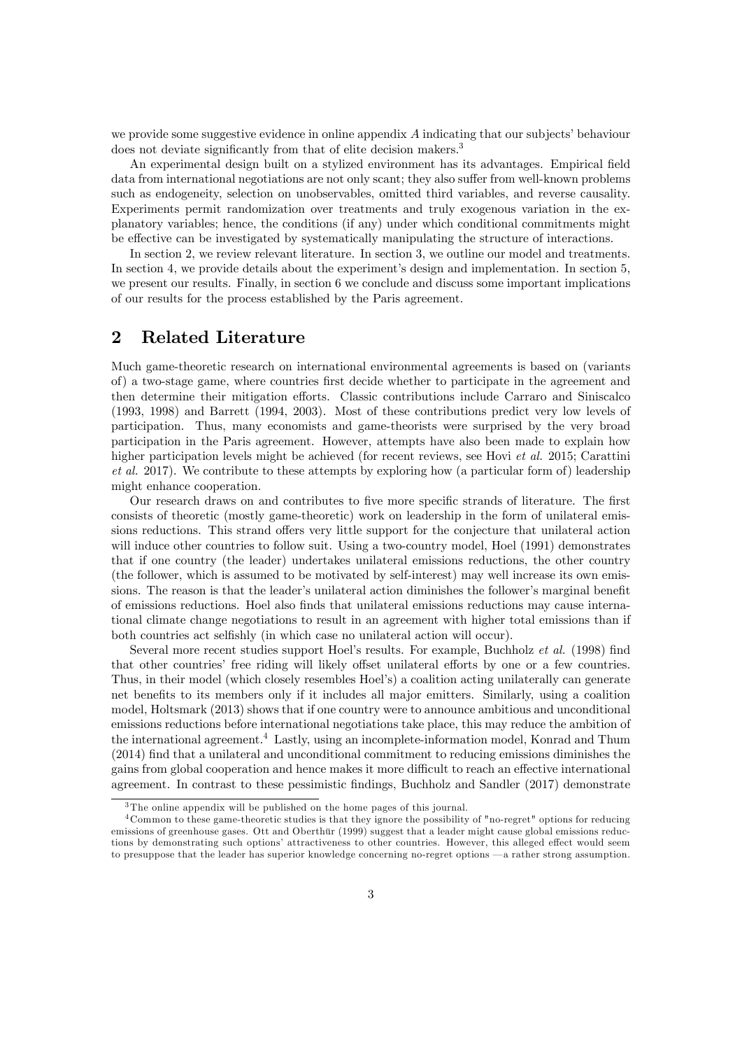we provide some suggestive evidence in online appendix *A* indicating that our subjects' behaviour does not deviate significantly from that of elite decision makers.[3]

An experimental design built on a stylized environment has its advantages. Empirical field data from international negotiations are not only scant; they also suffer from well-known problems such as endogeneity, selection on unobservables, omitted third variables, and reverse causality. Experiments permit randomization over treatments and truly exogenous variation in the explanatory variables; hence, the conditions (if any) under which conditional commitments might be effective can be investigated by systematically manipulating the structure of interactions.

In section 2, we review relevant literature. In section 3, we outline our model and treatments. In section 4, we provide details about the experiment's design and implementation. In section 5, we present our results. Finally, in section 6 we conclude and discuss some important implications of our results for the process established by the Paris agreement.

## 2 Related Literature

Much game-theoretic research on international environmental agreements is based on (variants of) a two-stage game, where countries first decide whether to participate in the agreement and then determine their mitigation efforts. Classic contributions include Carraro and Siniscalco (1993, 1998) and Barrett (1994, 2003). Most of these contributions predict very low levels of participation. Thus, many economists and game-theorists were surprised by the very broad participation in the Paris agreement. However, attempts have also been made to explain how higher participation levels might be achieved (for recent reviews, see Hovi *et al.* 2015; Carattini *et al.* 2017). We contribute to these attempts by exploring how (a particular form of) leadership might enhance cooperation.

Our research draws on and contributes to five more specific strands of literature. The first consists of theoretic (mostly game-theoretic) work on leadership in the form of unilateral emissions reductions. This strand offers very little support for the conjecture that unilateral action will induce other countries to follow suit. Using a two-country model, Hoel (1991) demonstrates that if one country (the leader) undertakes unilateral emissions reductions, the other country (the follower, which is assumed to be motivated by self-interest) may well increase its own emissions. The reason is that the leader's unilateral action diminishes the follower's marginal benefit of emissions reductions. Hoel also finds that unilateral emissions reductions may cause international climate change negotiations to result in an agreement with higher total emissions than if both countries act selfishly (in which case no unilateral action will occur).

Several more recent studies support Hoel's results. For example, Buchholz *et al.* (1998) find that other countries' free riding will likely offset unilateral efforts by one or a few countries. Thus, in their model (which closely resembles Hoel's) a coalition acting unilaterally can generate net benefits to its members only if it includes all major emitters. Similarly, using a coalition model, Holtsmark (2013) shows that if one country were to announce ambitious and unconditional emissions reductions before international negotiations take place, this may reduce the ambition of the international agreement.[4] Lastly, using an incomplete-information model, Konrad and Thum (2014) find that a unilateral and unconditional commitment to reducing emissions diminishes the gains from global cooperation and hence makes it more difficult to reach an effective international agreement. In contrast to these pessimistic findings, Buchholz and Sandler (2017) demonstrate

[3] The online appendix will be published on the home pages of this journal.

[4] Common to these game-theoretic studies is that they ignore the possibility of "no-regret" options for reducing emissions of greenhouse gases. Ott and Oberthür (1999) suggest that a leader might cause global emissions reductions by demonstrating such options' attractiveness to other countries. However, this alleged effect would seem to presuppose that the leader has superior knowledge concerning no-regret options —a rather strong assumption.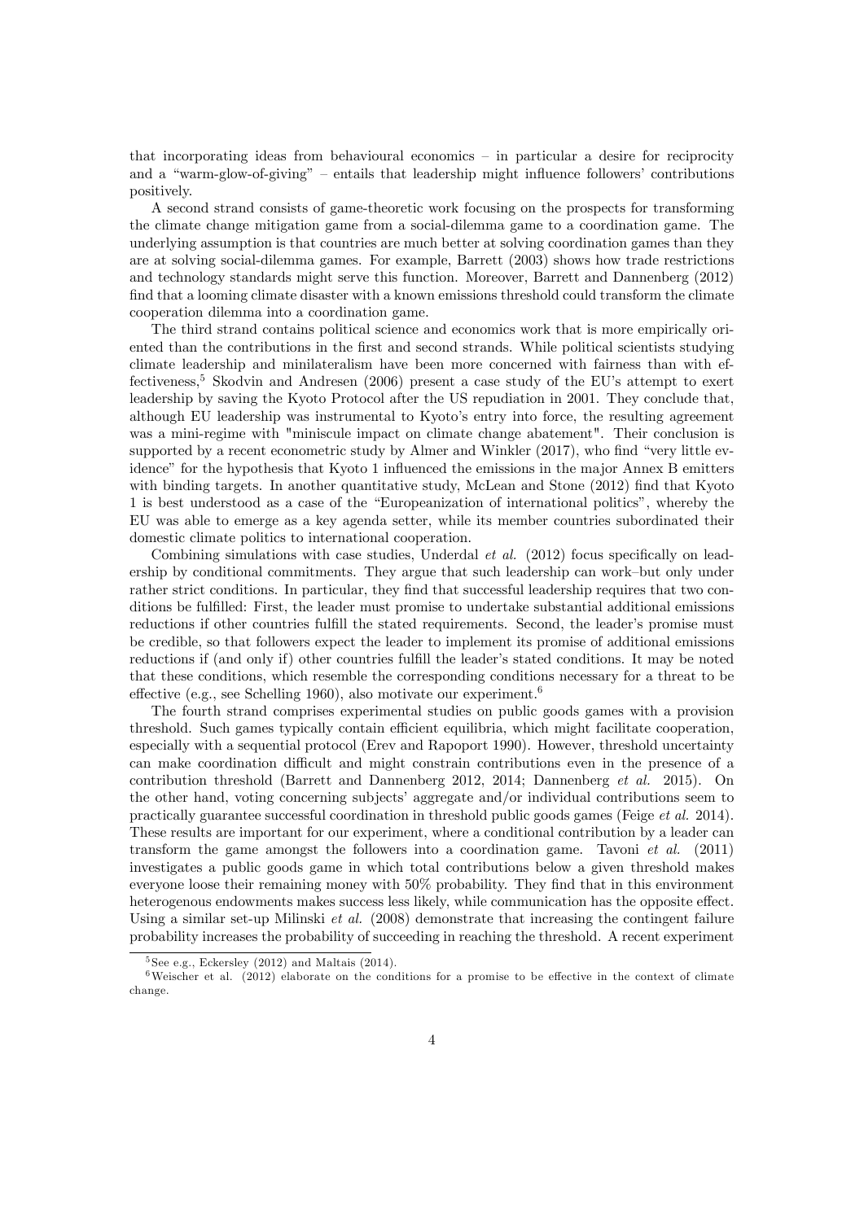that incorporating ideas from behavioural economics – in particular a desire for reciprocity and a "warm-glow-of-giving" – entails that leadership might influence followers' contributions positively.

A second strand consists of game-theoretic work focusing on the prospects for transforming the climate change mitigation game from a social-dilemma game to a coordination game. The underlying assumption is that countries are much better at solving coordination games than they are at solving social-dilemma games. For example, Barrett (2003) shows how trade restrictions and technology standards might serve this function. Moreover, Barrett and Dannenberg (2012) find that a looming climate disaster with a known emissions threshold could transform the climate cooperation dilemma into a coordination game.

The third strand contains political science and economics work that is more empirically oriented than the contributions in the first and second strands. While political scientists studying climate leadership and minilateralism have been more concerned with fairness than with effectiveness,[5] Skodvin and Andresen (2006) present a case study of the EU's attempt to exert leadership by saving the Kyoto Protocol after the US repudiation in 2001. They conclude that, although EU leadership was instrumental to Kyoto's entry into force, the resulting agreement was a mini-regime with "miniscule impact on climate change abatement". Their conclusion is supported by a recent econometric study by Almer and Winkler (2017), who find "very little evidence" for the hypothesis that Kyoto 1 influenced the emissions in the major Annex B emitters with binding targets. In another quantitative study, McLean and Stone (2012) find that Kyoto 1 is best understood as a case of the "Europeanization of international politics", whereby the EU was able to emerge as a key agenda setter, while its member countries subordinated their domestic climate politics to international cooperation.

Combining simulations with case studies, Underdal *et al.* (2012) focus specifically on leadership by conditional commitments. They argue that such leadership can work–but only under rather strict conditions. In particular, they find that successful leadership requires that two conditions be fulfilled: First, the leader must promise to undertake substantial additional emissions reductions if other countries fulfill the stated requirements. Second, the leader's promise must be credible, so that followers expect the leader to implement its promise of additional emissions reductions if (and only if) other countries fulfill the leader's stated conditions. It may be noted that these conditions, which resemble the corresponding conditions necessary for a threat to be effective (e.g., see Schelling 1960), also motivate our experiment.[6]

The fourth strand comprises experimental studies on public goods games with a provision threshold. Such games typically contain efficient equilibria, which might facilitate cooperation, especially with a sequential protocol (Erev and Rapoport 1990). However, threshold uncertainty can make coordination difficult and might constrain contributions even in the presence of a contribution threshold (Barrett and Dannenberg 2012, 2014; Dannenberg *et al.* 2015). On the other hand, voting concerning subjects' aggregate and/or individual contributions seem to practically guarantee successful coordination in threshold public goods games (Feige *et al.* 2014). These results are important for our experiment, where a conditional contribution by a leader can transform the game amongst the followers into a coordination game. Tavoni *et al.* (2011) investigates a public goods game in which total contributions below a given threshold makes everyone loose their remaining money with 50% probability. They find that in this environment heterogenous endowments makes success less likely, while communication has the opposite effect. Using a similar set-up Milinski *et al.* (2008) demonstrate that increasing the contingent failure probability increases the probability of succeeding in reaching the threshold. A recent experiment

[5] See e.g., Eckersley (2012) and Maltais (2014).

[6] Weischer et al. (2012) elaborate on the conditions for a promise to be effective in the context of climate change.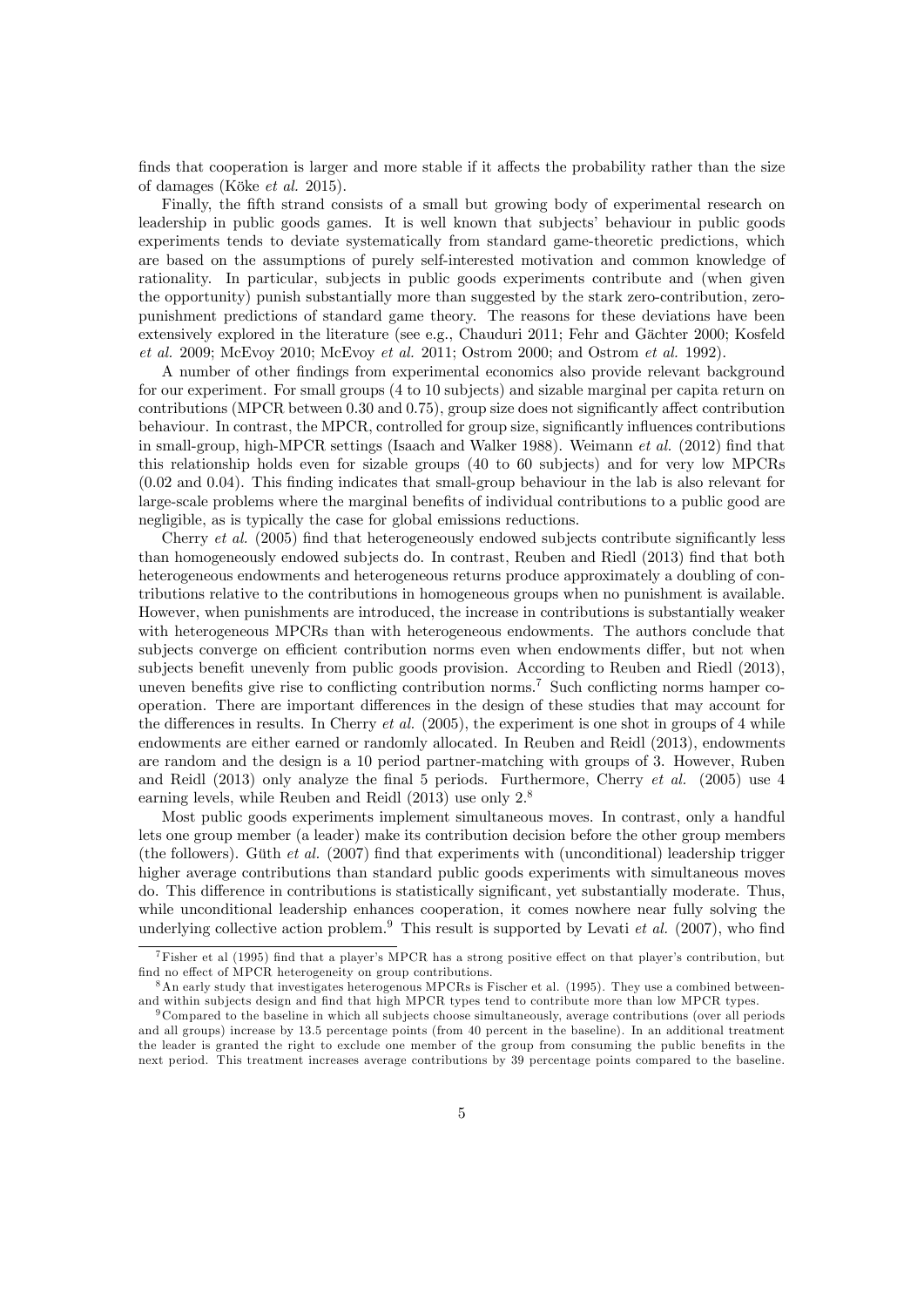finds that cooperation is larger and more stable if it affects the probability rather than the size of damages (Köke *et al.* 2015).

Finally, the fifth strand consists of a small but growing body of experimental research on leadership in public goods games. It is well known that subjects' behaviour in public goods experiments tends to deviate systematically from standard game-theoretic predictions, which are based on the assumptions of purely self-interested motivation and common knowledge of rationality. In particular, subjects in public goods experiments contribute and (when given the opportunity) punish substantially more than suggested by the stark zero-contribution, zero-punishment predictions of standard game theory. The reasons for these deviations have been extensively explored in the literature (see e.g., Chauduri 2011; Fehr and Gächter 2000; Kosfeld *et al.* 2009; McEvoy 2010; McEvoy *et al.* 2011; Ostrom 2000; and Ostrom *et al.* 1992).

A number of other findings from experimental economics also provide relevant background for our experiment. For small groups (4 to 10 subjects) and sizable marginal per capita return on contributions (MPCR between 0.30 and 0.75), group size does not significantly affect contribution behaviour. In contrast, the MPCR, controlled for group size, significantly influences contributions in small-group, high-MPCR settings (Isaach and Walker 1988). Weimann *et al.* (2012) find that this relationship holds even for sizable groups (40 to 60 subjects) and for very low MPCRs (0.02 and 0.04). This finding indicates that small-group behaviour in the lab is also relevant for large-scale problems where the marginal benefits of individual contributions to a public good are negligible, as is typically the case for global emissions reductions.

Cherry *et al.* (2005) find that heterogeneously endowed subjects contribute significantly less than homogeneously endowed subjects do. In contrast, Reuben and Riedl (2013) find that both heterogeneous endowments and heterogeneous returns produce approximately a doubling of contributions relative to the contributions in homogeneous groups when no punishment is available. However, when punishments are introduced, the increase in contributions is substantially weaker with heterogeneous MPCRs than with heterogeneous endowments. The authors conclude that subjects converge on efficient contribution norms even when endowments differ, but not when subjects benefit unevenly from public goods provision. According to Reuben and Riedl (2013), uneven benefits give rise to conflicting contribution norms.[7] Such conflicting norms hamper cooperation. There are important differences in the design of these studies that may account for the differences in results. In Cherry *et al.* (2005), the experiment is one shot in groups of 4 while endowments are either earned or randomly allocated. In Reuben and Reidl (2013), endowments are random and the design is a 10 period partner-matching with groups of 3. However, Ruben and Reidl (2013) only analyze the final 5 periods. Furthermore, Cherry *et al.* (2005) use 4 earning levels, while Reuben and Reidl (2013) use only 2.[8]

Most public goods experiments implement simultaneous moves. In contrast, only a handful lets one group member (a leader) make its contribution decision before the other group members (the followers). Güth *et al.* (2007) find that experiments with (unconditional) leadership trigger higher average contributions than standard public goods experiments with simultaneous moves do. This difference in contributions is statistically significant, yet substantially moderate. Thus, while unconditional leadership enhances cooperation, it comes nowhere near fully solving the underlying collective action problem.[9] This result is supported by Levati *et al.* (2007), who find

[7] Fisher et al (1995) find that a player's MPCR has a strong positive effect on that player's contribution, but find no effect of MPCR heterogeneity on group contributions.

[8] An early study that investigates heterogenous MPCRs is Fischer et al. (1995). They use a combined between- and within subjects design and find that high MPCR types tend to contribute more than low MPCR types.

[9] Compared to the baseline in which all subjects choose simultaneously, average contributions (over all periods and all groups) increase by 13.5 percentage points (from 40 percent in the baseline). In an additional treatment the leader is granted the right to exclude one member of the group from consuming the public benefits in the next period. This treatment increases average contributions by 39 percentage points compared to the baseline.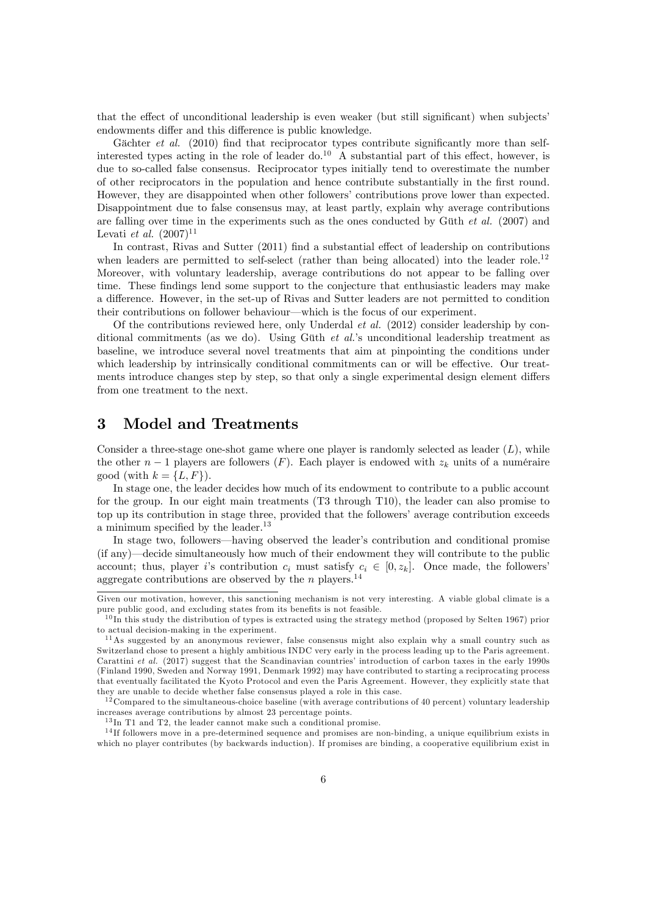that the effect of unconditional leadership is even weaker (but still significant) when subjects' endowments differ and this difference is public knowledge.

Gächter *et al.* (2010) find that reciprocator types contribute significantly more than self-interested types acting in the role of leader do.[10] A substantial part of this effect, however, is due to so-called false consensus. Reciprocator types initially tend to overestimate the number of other reciprocators in the population and hence contribute substantially in the first round. However, they are disappointed when other followers' contributions prove lower than expected. Disappointment due to false consensus may, at least partly, explain why average contributions are falling over time in the experiments such as the ones conducted by Güth *et al.* (2007) and Levati *et al.* (2007)[11]

In contrast, Rivas and Sutter (2011) find a substantial effect of leadership on contributions when leaders are permitted to self-select (rather than being allocated) into the leader role.[12] Moreover, with voluntary leadership, average contributions do not appear to be falling over time. These findings lend some support to the conjecture that enthusiastic leaders may make a difference. However, in the set-up of Rivas and Sutter leaders are not permitted to condition their contributions on follower behaviour—which is the focus of our experiment.

Of the contributions reviewed here, only Underdal *et al.* (2012) consider leadership by conditional commitments (as we do). Using Güth *et al.*'s unconditional leadership treatment as baseline, we introduce several novel treatments that aim at pinpointing the conditions under which leadership by intrinsically conditional commitments can or will be effective. Our treatments introduce changes step by step, so that only a single experimental design element differs from one treatment to the next.

## 3 Model and Treatments

Consider a three-stage one-shot game where one player is randomly selected as leader ($L$), while the other $n-1$ players are followers ($F$). Each player is endowed with $z_k$ units of a numéraire good (with $k = \{L, F\}$).

In stage one, the leader decides how much of its endowment to contribute to a public account for the group. In our eight main treatments (T3 through T10), the leader can also promise to top up its contribution in stage three, provided that the followers' average contribution exceeds a minimum specified by the leader.[13]

In stage two, followers—having observed the leader's contribution and conditional promise (if any)—decide simultaneously how much of their endowment they will contribute to the public account; thus, player $i$'s contribution $c_i$ must satisfy $c_i \in [0, z_k]$. Once made, the followers' aggregate contributions are observed by the $n$ players.[14]

---

Given our motivation, however, this sanctioning mechanism is not very interesting. A viable global climate is a pure public good, and excluding states from its benefits is not feasible.

[10] In this study the distribution of types is extracted using the strategy method (proposed by Selten 1967) prior to actual decision-making in the experiment.

[11] As suggested by an anonymous reviewer, false consensus might also explain why a small country such as Switzerland chose to present a highly ambitious INDC very early in the process leading up to the Paris agreement. Carattini *et al.* (2017) suggest that the Scandinavian countries' introduction of carbon taxes in the early 1990s (Finland 1990, Sweden and Norway 1991, Denmark 1992) may have contributed to starting a reciprocating process that eventually facilitated the Kyoto Protocol and even the Paris Agreement. However, they explicitly state that they are unable to decide whether false consensus played a role in this case.

[12] Compared to the simultaneous-choice baseline (with average contributions of 40 percent) voluntary leadership increases average contributions by almost 23 percentage points.

[13] In T1 and T2, the leader cannot make such a conditional promise.

[14] If followers move in a pre-determined sequence and promises are non-binding, a unique equilibrium exists in which no player contributes (by backwards induction). If promises are binding, a cooperative equilibrium exist in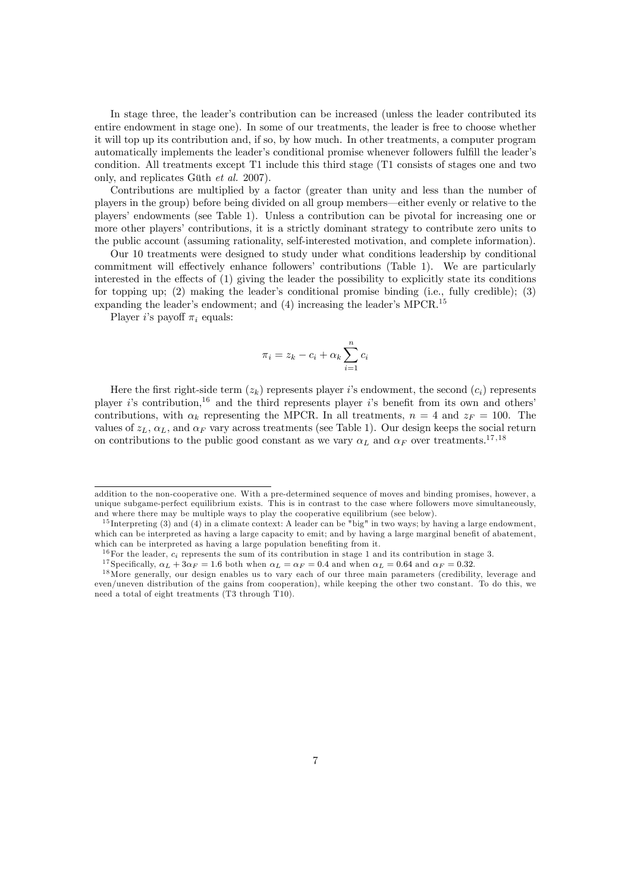In stage three, the leader's contribution can be increased (unless the leader contributed its entire endowment in stage one). In some of our treatments, the leader is free to choose whether it will top up its contribution and, if so, by how much. In other treatments, a computer program automatically implements the leader's conditional promise whenever followers fulfill the leader's condition. All treatments except T1 include this third stage (T1 consists of stages one and two only, and replicates Güth *et al.* 2007).

Contributions are multiplied by a factor (greater than unity and less than the number of players in the group) before being divided on all group members—either evenly or relative to the players' endowments (see Table 1). Unless a contribution can be pivotal for increasing one or more other players' contributions, it is a strictly dominant strategy to contribute zero units to the public account (assuming rationality, self-interested motivation, and complete information).

Our 10 treatments were designed to study under what conditions leadership by conditional commitment will effectively enhance followers' contributions (Table 1). We are particularly interested in the effects of (1) giving the leader the possibility to explicitly state its conditions for topping up; (2) making the leader's conditional promise binding (i.e., fully credible); (3) expanding the leader's endowment; and (4) increasing the leader's MPCR.[15]

Player $i$'s payoff $\pi_i$ equals:

$$\pi_i = z_k - c_i + \alpha_k \sum_{i=1}^{n} c_i$$

Here the first right-side term ($z_k$) represents player $i$'s endowment, the second ($c_i$) represents player $i$'s contribution,[16] and the third represents player $i$'s benefit from its own and others' contributions, with $\alpha_k$ representing the MPCR. In all treatments, $n = 4$ and $z_F = 100$. The values of $z_L$, $\alpha_L$, and $\alpha_F$ vary across treatments (see Table 1). Our design keeps the social return on contributions to the public good constant as we vary $\alpha_L$ and $\alpha_F$ over treatments.[17,18]

---

addition to the non-cooperative one. With a pre-determined sequence of moves and binding promises, however, a unique subgame-perfect equilibrium exists. This is in contrast to the case where followers move simultaneously, and where there may be multiple ways to play the cooperative equilibrium (see below).

[15] Interpreting (3) and (4) in a climate context: A leader can be "big" in two ways; by having a large endowment, which can be interpreted as having a large capacity to emit; and by having a large marginal benefit of abatement, which can be interpreted as having a large population benefiting from it.

[16] For the leader, $c_i$ represents the sum of its contribution in stage 1 and its contribution in stage 3.

[17] Specifically, $\alpha_L + 3\alpha_F = 1.6$ both when $\alpha_L = \alpha_F = 0.4$ and when $\alpha_L = 0.64$ and $\alpha_F = 0.32$.

[18] More generally, our design enables us to vary each of our three main parameters (credibility, leverage and even/uneven distribution of the gains from cooperation), while keeping the other two constant. To do this, we need a total of eight treatments (T3 through T10).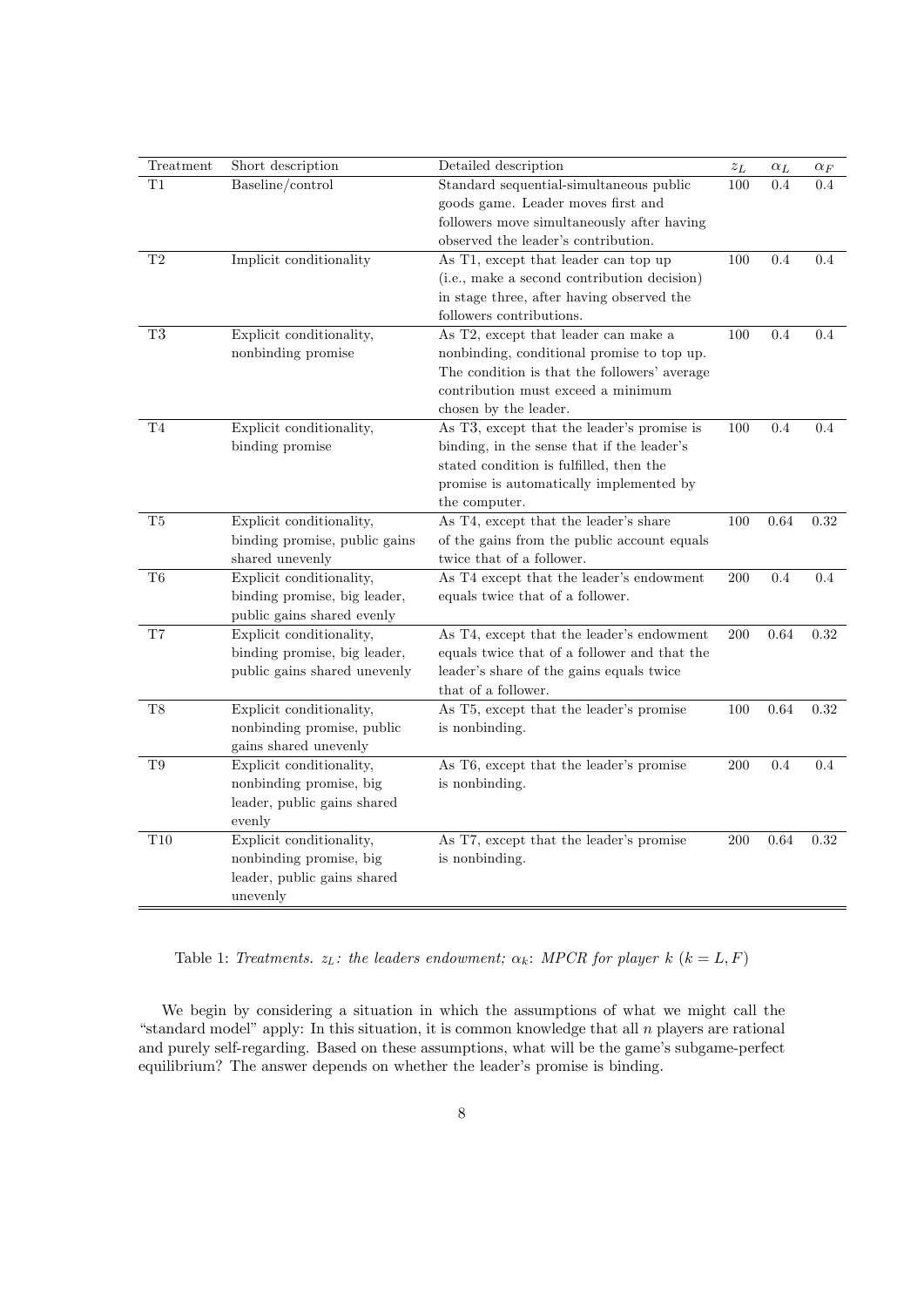| Treatment | Short description | Detailed description | $z_L$ | $\alpha_L$ | $\alpha_F$ |
|---|---|---|---|---|---|
| T1 | Baseline/control | Standard sequential-simultaneous public goods game. Leader moves first and followers move simultaneously after having observed the leader's contribution. | 100 | 0.4 | 0.4 |
| T2 | Implicit conditionality | As T1, except that leader can top up (i.e., make a second contribution decision) in stage three, after having observed the followers contributions. | 100 | 0.4 | 0.4 |
| T3 | Explicit conditionality, nonbinding promise | As T2, except that leader can make a nonbinding, conditional promise to top up. The condition is that the followers' average contribution must exceed a minimum chosen by the leader. | 100 | 0.4 | 0.4 |
| T4 | Explicit conditionality, binding promise | As T3, except that the leader's promise is binding, in the sense that if the leader's stated condition is fulfilled, then the promise is automatically implemented by the computer. | 100 | 0.4 | 0.4 |
| T5 | Explicit conditionality, binding promise, public gains shared unevenly | As T4, except that the leader's share of the gains from the public account equals twice that of a follower. | 100 | 0.64 | 0.32 |
| T6 | Explicit conditionality, binding promise, big leader, public gains shared evenly | As T4 except that the leader's endowment equals twice that of a follower. | 200 | 0.4 | 0.4 |
| T7 | Explicit conditionality, binding promise, big leader, public gains shared unevenly | As T4, except that the leader's endowment equals twice that of a follower and that the leader's share of the gains equals twice that of a follower. | 200 | 0.64 | 0.32 |
| T8 | Explicit conditionality, nonbinding promise, public gains shared unevenly | As T5, except that the leader's promise is nonbinding. | 100 | 0.64 | 0.32 |
| T9 | Explicit conditionality, nonbinding promise, big leader, public gains shared evenly | As T6, except that the leader's promise is nonbinding. | 200 | 0.4 | 0.4 |
| T10 | Explicit conditionality, nonbinding promise, big leader, public gains shared unevenly | As T7, except that the leader's promise is nonbinding. | 200 | 0.64 | 0.32 |

Table 1: *Treatments. $z_L$: the leaders endowment; $\alpha_k$: MPCR for player $k$ $(k = L, F)$*

We begin by considering a situation in which the assumptions of what we might call the "standard model" apply: In this situation, it is common knowledge that all $n$ players are rational and purely self-regarding. Based on these assumptions, what will be the game's subgame-perfect equilibrium? The answer depends on whether the leader's promise is binding.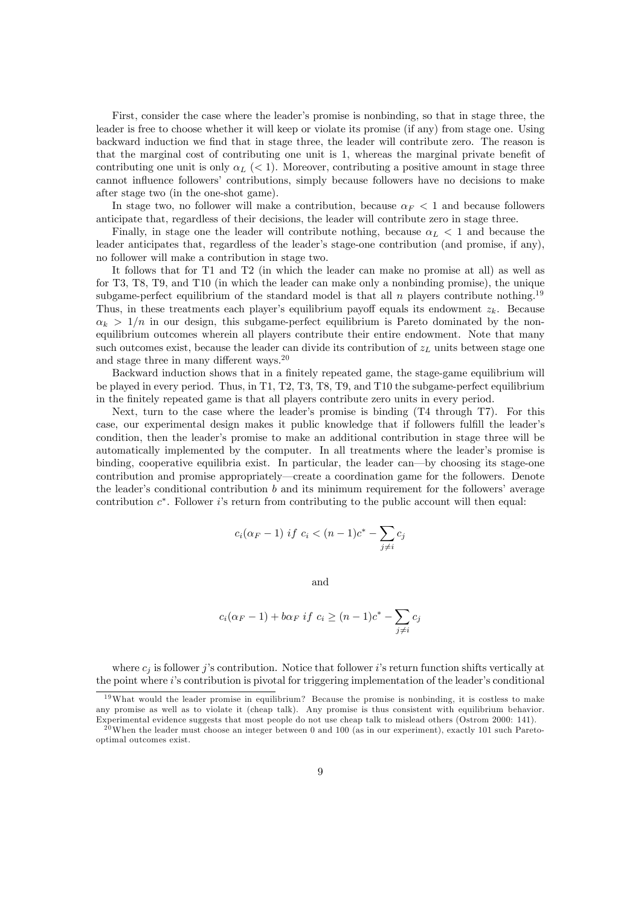First, consider the case where the leader's promise is nonbinding, so that in stage three, the leader is free to choose whether it will keep or violate its promise (if any) from stage one. Using backward induction we find that in stage three, the leader will contribute zero. The reason is that the marginal cost of contributing one unit is 1, whereas the marginal private benefit of contributing one unit is only $\alpha_L$ ($< 1$). Moreover, contributing a positive amount in stage three cannot influence followers' contributions, simply because followers have no decisions to make after stage two (in the one-shot game).

In stage two, no follower will make a contribution, because $\alpha_F < 1$ and because followers anticipate that, regardless of their decisions, the leader will contribute zero in stage three.

Finally, in stage one the leader will contribute nothing, because $\alpha_L < 1$ and because the leader anticipates that, regardless of the leader's stage-one contribution (and promise, if any), no follower will make a contribution in stage two.

It follows that for T1 and T2 (in which the leader can make no promise at all) as well as for T3, T8, T9, and T10 (in which the leader can make only a nonbinding promise), the unique subgame-perfect equilibrium of the standard model is that all $n$ players contribute nothing.[19] Thus, in these treatments each player's equilibrium payoff equals its endowment $z_k$. Because $\alpha_k > 1/n$ in our design, this subgame-perfect equilibrium is Pareto dominated by the non-equilibrium outcomes wherein all players contribute their entire endowment. Note that many such outcomes exist, because the leader can divide its contribution of $z_L$ units between stage one and stage three in many different ways.[20]

Backward induction shows that in a finitely repeated game, the stage-game equilibrium will be played in every period. Thus, in T1, T2, T3, T8, T9, and T10 the subgame-perfect equilibrium in the finitely repeated game is that all players contribute zero units in every period.

Next, turn to the case where the leader's promise is binding (T4 through T7). For this case, our experimental design makes it public knowledge that if followers fulfill the leader's condition, then the leader's promise to make an additional contribution in stage three will be automatically implemented by the computer. In all treatments where the leader's promise is binding, cooperative equilibria exist. In particular, the leader can—by choosing its stage-one contribution and promise appropriately—create a coordination game for the followers. Denote the leader's conditional contribution $b$ and its minimum requirement for the followers' average contribution $c^*$. Follower $i$'s return from contributing to the public account will then equal:

$$c_i(\alpha_F - 1) \text{ } if \text{ } c_i < (n-1)c^* - \sum_{j \neq i} c_j$$

and

$$c_i(\alpha_F - 1) + b\alpha_F \text{ } if \text{ } c_i \geq (n-1)c^* - \sum_{j \neq i} c_j$$

where $c_j$ is follower $j$'s contribution. Notice that follower $i$'s return function shifts vertically at the point where $i$'s contribution is pivotal for triggering implementation of the leader's conditional

[19] What would the leader promise in equilibrium? Because the promise is nonbinding, it is costless to make any promise as well as to violate it (cheap talk). Any promise is thus consistent with equilibrium behavior. Experimental evidence suggests that most people do not use cheap talk to mislead others (Ostrom 2000: 141).

[20] When the leader must choose an integer between 0 and 100 (as in our experiment), exactly 101 such Pareto-optimal outcomes exist.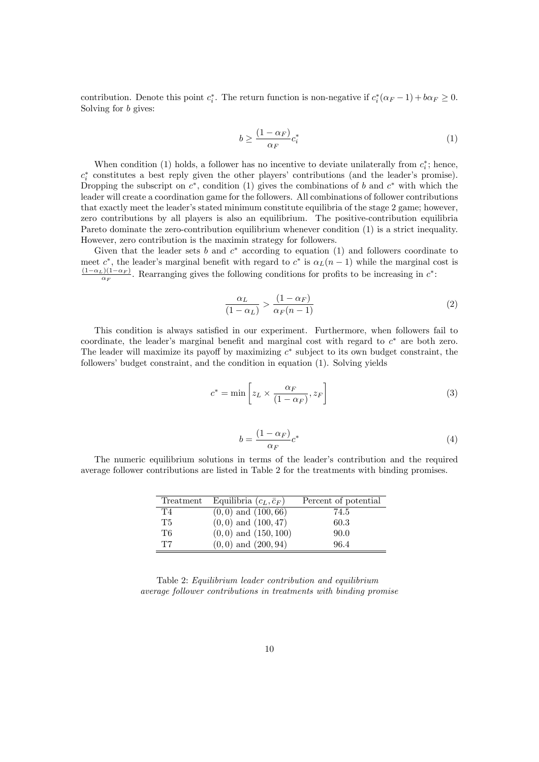contribution. Denote this point $c_i^*$. The return function is non-negative if $c_i^*(\alpha_F - 1) + b\alpha_F \geq 0$. Solving for $b$ gives:

$$b \geq \frac{(1-\alpha_F)}{\alpha_F} c_i^* \tag{1}$$

When condition (1) holds, a follower has no incentive to deviate unilaterally from $c_i^*$; hence, $c_i^*$ constitutes a best reply given the other players' contributions (and the leader's promise). Dropping the subscript on $c^*$, condition (1) gives the combinations of $b$ and $c^*$ with which the leader will create a coordination game for the followers. All combinations of follower contributions that exactly meet the leader's stated minimum constitute equilibria of the stage 2 game; however, zero contributions by all players is also an equilibrium. The positive-contribution equilibria Pareto dominate the zero-contribution equilibrium whenever condition (1) is a strict inequality. However, zero contribution is the maximin strategy for followers.

Given that the leader sets $b$ and $c^*$ according to equation (1) and followers coordinate to meet $c^*$, the leader's marginal benefit with regard to $c^*$ is $\alpha_L(n-1)$ while the marginal cost is $\frac{(1-\alpha_L)(1-\alpha_F)}{\alpha_F}$. Rearranging gives the following conditions for profits to be increasing in $c^*$:

$$\frac{\alpha_L}{(1-\alpha_L)} > \frac{(1-\alpha_F)}{\alpha_F(n-1)} \tag{2}$$

This condition is always satisfied in our experiment. Furthermore, when followers fail to coordinate, the leader's marginal benefit and marginal cost with regard to $c^*$ are both zero. The leader will maximize its payoff by maximizing $c^*$ subject to its own budget constraint, the followers' budget constraint, and the condition in equation (1). Solving yields

$$c^* = \min\left[z_L \times \frac{\alpha_F}{(1-\alpha_F)}, z_F\right] \tag{3}$$

$$b = \frac{(1-\alpha_F)}{\alpha_F} c^* \tag{4}$$

The numeric equilibrium solutions in terms of the leader's contribution and the required average follower contributions are listed in Table 2 for the treatments with binding promises.

| Treatment | Equilibria $(c_L, \bar{c}_F)$ | Percent of potential |
|---|---|---|
| T4 | $(0,0)$ and $(100,66)$ | 74.5 |
| T5 | $(0,0)$ and $(100,47)$ | 60.3 |
| T6 | $(0,0)$ and $(150,100)$ | 90.0 |
| T7 | $(0,0)$ and $(200,94)$ | 96.4 |

Table 2: *Equilibrium leader contribution and equilibrium average follower contributions in treatments with binding promise*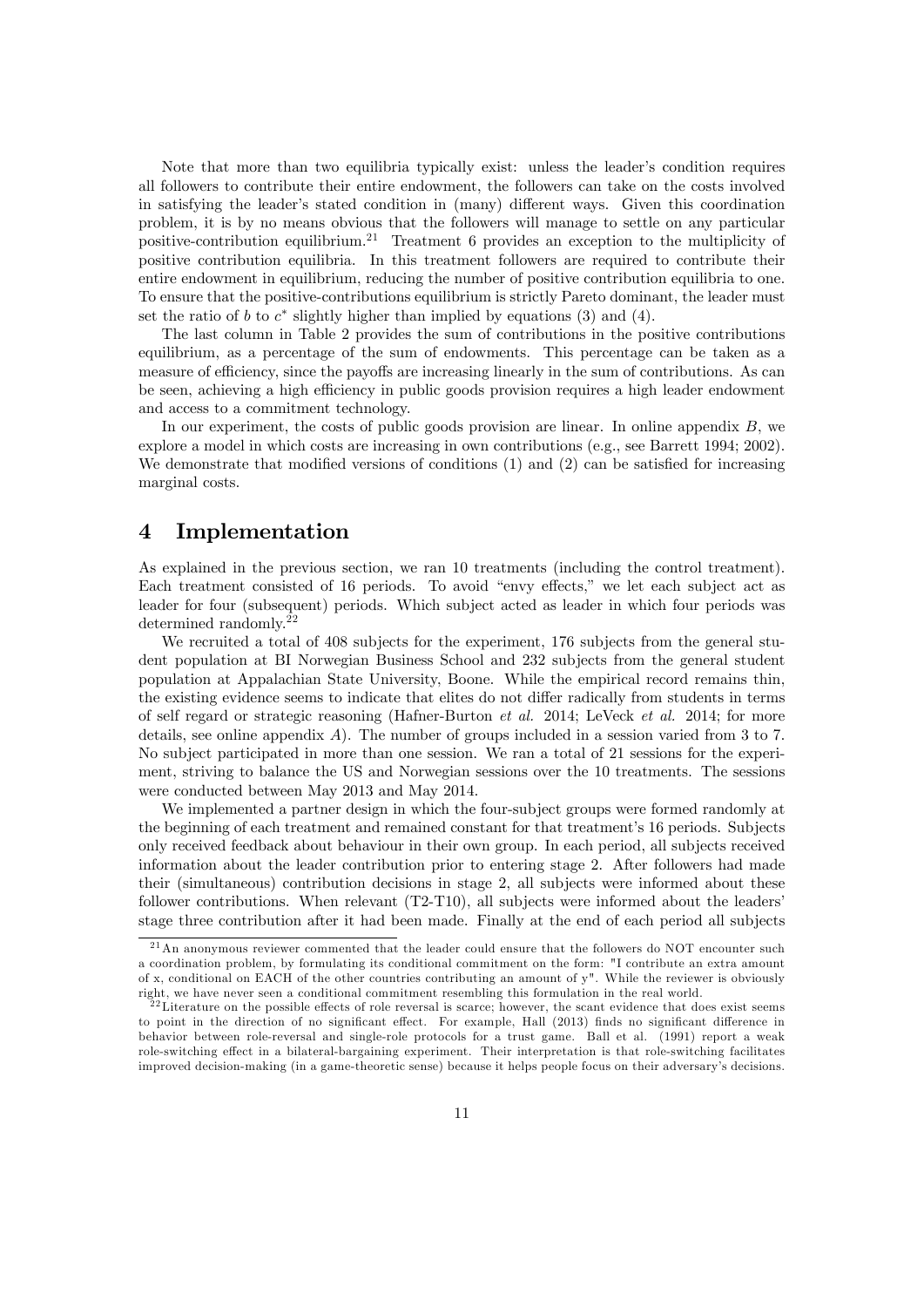Note that more than two equilibria typically exist: unless the leader's condition requires all followers to contribute their entire endowment, the followers can take on the costs involved in satisfying the leader's stated condition in (many) different ways. Given this coordination problem, it is by no means obvious that the followers will manage to settle on any particular positive-contribution equilibrium.[21] Treatment 6 provides an exception to the multiplicity of positive contribution equilibria. In this treatment followers are required to contribute their entire endowment in equilibrium, reducing the number of positive contribution equilibria to one. To ensure that the positive-contributions equilibrium is strictly Pareto dominant, the leader must set the ratio of $b$ to $c^*$ slightly higher than implied by equations (3) and (4).

The last column in Table 2 provides the sum of contributions in the positive contributions equilibrium, as a percentage of the sum of endowments. This percentage can be taken as a measure of efficiency, since the payoffs are increasing linearly in the sum of contributions. As can be seen, achieving a high efficiency in public goods provision requires a high leader endowment and access to a commitment technology.

In our experiment, the costs of public goods provision are linear. In online appendix $B$, we explore a model in which costs are increasing in own contributions (e.g., see Barrett 1994; 2002). We demonstrate that modified versions of conditions (1) and (2) can be satisfied for increasing marginal costs.

# 4 Implementation

As explained in the previous section, we ran 10 treatments (including the control treatment). Each treatment consisted of 16 periods. To avoid "envy effects," we let each subject act as leader for four (subsequent) periods. Which subject acted as leader in which four periods was determined randomly.[22]

We recruited a total of 408 subjects for the experiment, 176 subjects from the general student population at BI Norwegian Business School and 232 subjects from the general student population at Appalachian State University, Boone. While the empirical record remains thin, the existing evidence seems to indicate that elites do not differ radically from students in terms of self regard or strategic reasoning (Hafner-Burton *et al.* 2014; LeVeck *et al.* 2014; for more details, see online appendix $A$). The number of groups included in a session varied from 3 to 7. No subject participated in more than one session. We ran a total of 21 sessions for the experiment, striving to balance the US and Norwegian sessions over the 10 treatments. The sessions were conducted between May 2013 and May 2014.

We implemented a partner design in which the four-subject groups were formed randomly at the beginning of each treatment and remained constant for that treatment's 16 periods. Subjects only received feedback about behaviour in their own group. In each period, all subjects received information about the leader contribution prior to entering stage 2. After followers had made their (simultaneous) contribution decisions in stage 2, all subjects were informed about these follower contributions. When relevant (T2-T10), all subjects were informed about the leaders' stage three contribution after it had been made. Finally at the end of each period all subjects

[21] An anonymous reviewer commented that the leader could ensure that the followers do NOT encounter such a coordination problem, by formulating its conditional commitment on the form: "I contribute an extra amount of x, conditional on EACH of the other countries contributing an amount of y". While the reviewer is obviously right, we have never seen a conditional commitment resembling this formulation in the real world.

[22] Literature on the possible effects of role reversal is scarce; however, the scant evidence that does exist seems to point in the direction of no significant effect. For example, Hall (2013) finds no significant difference in behavior between role-reversal and single-role protocols for a trust game. Ball et al. (1991) report a weak role-switching effect in a bilateral-bargaining experiment. Their interpretation is that role-switching facilitates improved decision-making (in a game-theoretic sense) because it helps people focus on their adversary's decisions.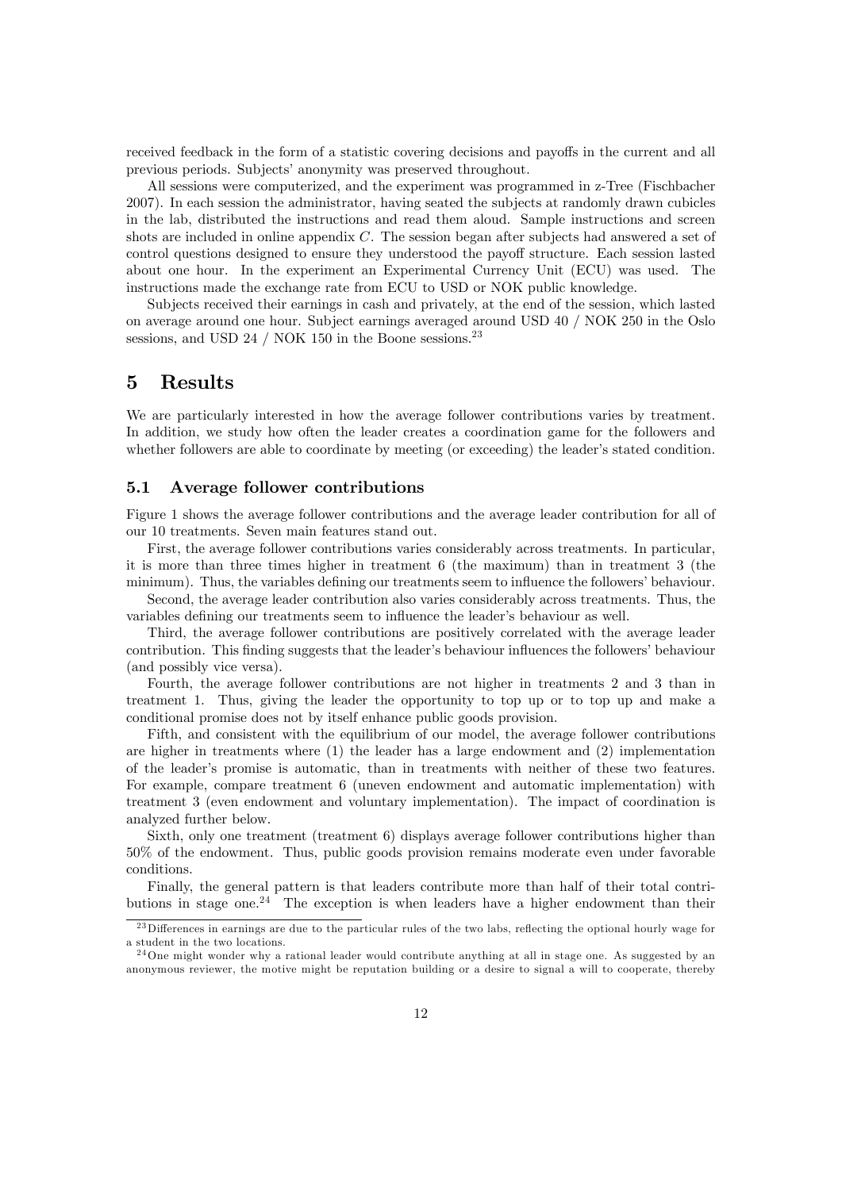received feedback in the form of a statistic covering decisions and payoffs in the current and all previous periods. Subjects' anonymity was preserved throughout.

All sessions were computerized, and the experiment was programmed in z-Tree (Fischbacher 2007). In each session the administrator, having seated the subjects at randomly drawn cubicles in the lab, distributed the instructions and read them aloud. Sample instructions and screen shots are included in online appendix $C$. The session began after subjects had answered a set of control questions designed to ensure they understood the payoff structure. Each session lasted about one hour. In the experiment an Experimental Currency Unit (ECU) was used. The instructions made the exchange rate from ECU to USD or NOK public knowledge.

Subjects received their earnings in cash and privately, at the end of the session, which lasted on average around one hour. Subject earnings averaged around USD 40 / NOK 250 in the Oslo sessions, and USD 24 / NOK 150 in the Boone sessions.[23]

# 5 Results

We are particularly interested in how the average follower contributions varies by treatment. In addition, we study how often the leader creates a coordination game for the followers and whether followers are able to coordinate by meeting (or exceeding) the leader's stated condition.

## 5.1 Average follower contributions

Figure 1 shows the average follower contributions and the average leader contribution for all of our 10 treatments. Seven main features stand out.

First, the average follower contributions varies considerably across treatments. In particular, it is more than three times higher in treatment 6 (the maximum) than in treatment 3 (the minimum). Thus, the variables defining our treatments seem to influence the followers' behaviour.

Second, the average leader contribution also varies considerably across treatments. Thus, the variables defining our treatments seem to influence the leader's behaviour as well.

Third, the average follower contributions are positively correlated with the average leader contribution. This finding suggests that the leader's behaviour influences the followers' behaviour (and possibly vice versa).

Fourth, the average follower contributions are not higher in treatments 2 and 3 than in treatment 1. Thus, giving the leader the opportunity to top up or to top up and make a conditional promise does not by itself enhance public goods provision.

Fifth, and consistent with the equilibrium of our model, the average follower contributions are higher in treatments where (1) the leader has a large endowment and (2) implementation of the leader's promise is automatic, than in treatments with neither of these two features. For example, compare treatment 6 (uneven endowment and automatic implementation) with treatment 3 (even endowment and voluntary implementation). The impact of coordination is analyzed further below.

Sixth, only one treatment (treatment 6) displays average follower contributions higher than 50% of the endowment. Thus, public goods provision remains moderate even under favorable conditions.

Finally, the general pattern is that leaders contribute more than half of their total contributions in stage one.[24] The exception is when leaders have a higher endowment than their

[23] Differences in earnings are due to the particular rules of the two labs, reflecting the optional hourly wage for a student in the two locations.

[24] One might wonder why a rational leader would contribute anything at all in stage one. As suggested by an anonymous reviewer, the motive might be reputation building or a desire to signal a will to cooperate, thereby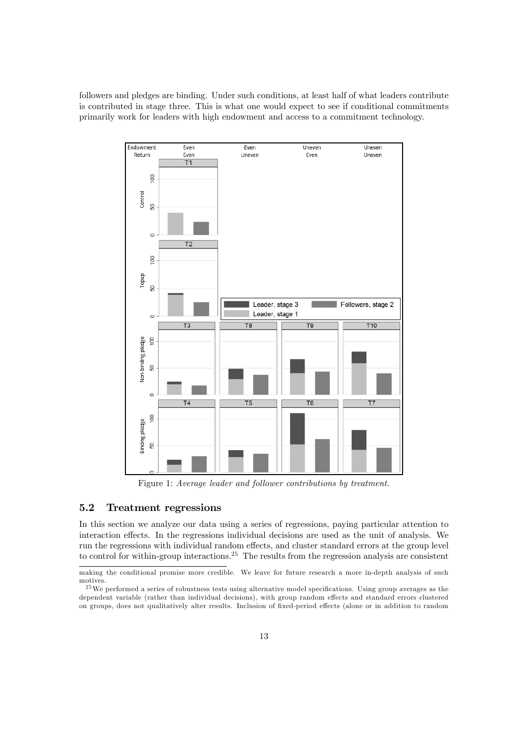followers and pledges are binding. Under such conditions, at least half of what leaders contribute is contributed in stage three. This is what one would expect to see if conditional commitments primarily work for leaders with high endowment and access to a commitment technology.

Figure 1: *Average leader and follower contributions by treatment.*

## 5.2 Treatment regressions

In this section we analyze our data using a series of regressions, paying particular attention to interaction effects. In the regressions individual decisions are used as the unit of analysis. We run the regressions with individual random effects, and cluster standard errors at the group level to control for within-group interactions.[25] The results from the regression analysis are consistent

making the conditional promise more credible. We leave for future research a more in-depth analysis of such motives.

[25]We performed a series of robustness tests using alternative model specifications. Using group averages as the dependent variable (rather than individual decisions), with group random effects and standard errors clustered on groups, does not qualitatively alter results. Inclusion of fixed-period effects (alone or in addition to random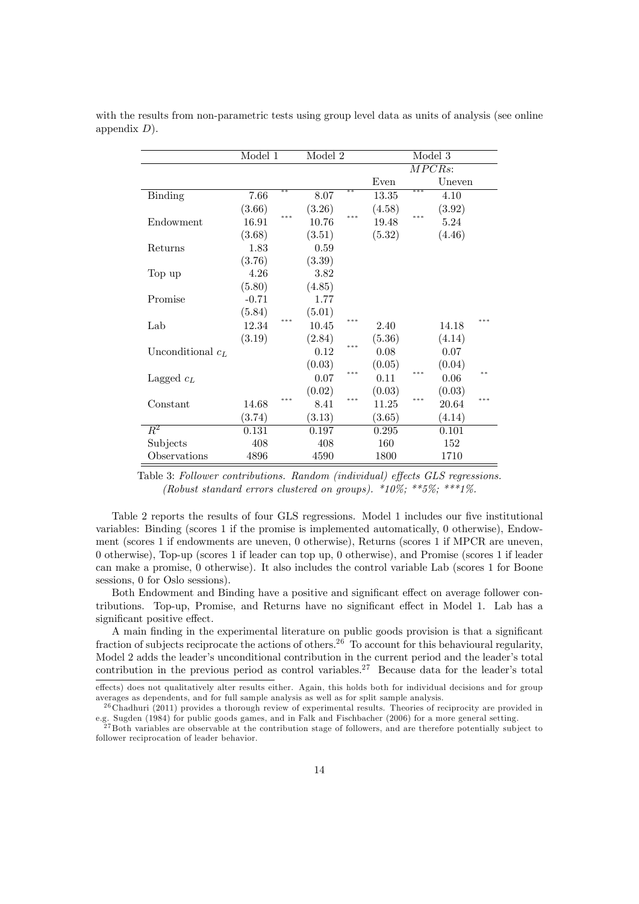with the results from non-parametric tests using group level data as units of analysis (see online appendix *D*).

| | Model 1 | | Model 2 | | Model 3 | | | |
|---|---|---|---|---|---|---|---|---|
| | | | | | *MPCRs*: | | | |
| | | | | | Even | | Uneven | |
| Binding | 7.66 | ** | 8.07 | ** | 13.35 | *** | 4.10 | |
| | (3.66) | | (3.26) | | (4.58) | | (3.92) | |
| Endowment | 16.91 | *** | 10.76 | *** | 19.48 | *** | 5.24 | |
| | (3.68) | | (3.51) | | (5.32) | | (4.46) | |
| Returns | 1.83 | | 0.59 | | | | | |
| | (3.76) | | (3.39) | | | | | |
| Top up | 4.26 | | 3.82 | | | | | |
| | (5.80) | | (4.85) | | | | | |
| Promise | -0.71 | | 1.77 | | | | | |
| | (5.84) | | (5.01) | | | | | |
| Lab | 12.34 | *** | 10.45 | *** | 2.40 | | 14.18 | *** |
| | (3.19) | | (2.84) | | (5.36) | | (4.14) | |
| Unconditional $c_L$ | | | 0.12 | *** | 0.08 | | 0.07 | |
| | | | (0.03) | | (0.05) | | (0.04) | |
| Lagged $c_L$ | | | 0.07 | *** | 0.11 | *** | 0.06 | ** |
| | | | (0.02) | | (0.03) | | (0.03) | |
| Constant | 14.68 | *** | 8.41 | *** | 11.25 | *** | 20.64 | *** |
| | (3.74) | | (3.13) | | (3.65) | | (4.14) | |
| $R^2$ | 0.131 | | 0.197 | | 0.295 | | 0.101 | |
| Subjects | 408 | | 408 | | 160 | | 152 | |
| Observations | 4896 | | 4590 | | 1800 | | 1710 | |

Table 3: *Follower contributions. Random (individual) effects GLS regressions. (Robust standard errors clustered on groups). *10%; **5%; ***1%.*

Table 2 reports the results of four GLS regressions. Model 1 includes our five institutional variables: Binding (scores 1 if the promise is implemented automatically, 0 otherwise), Endowment (scores 1 if endowments are uneven, 0 otherwise), Returns (scores 1 if MPCR are uneven, 0 otherwise), Top-up (scores 1 if leader can top up, 0 otherwise), and Promise (scores 1 if leader can make a promise, 0 otherwise). It also includes the control variable Lab (scores 1 for Boone sessions, 0 for Oslo sessions).

Both Endowment and Binding have a positive and significant effect on average follower contributions. Top-up, Promise, and Returns have no significant effect in Model 1. Lab has a significant positive effect.

A main finding in the experimental literature on public goods provision is that a significant fraction of subjects reciprocate the actions of others.[26] To account for this behavioural regularity, Model 2 adds the leader's unconditional contribution in the current period and the leader's total contribution in the previous period as control variables.[27] Because data for the leader's total

effects) does not qualitatively alter results either. Again, this holds both for individual decisions and for group averages as dependents, and for full sample analysis as well as for split sample analysis.

[26] Chadhuri (2011) provides a thorough review of experimental results. Theories of reciprocity are provided in e.g. Sugden (1984) for public goods games, and in Falk and Fischbacher (2006) for a more general setting.

[27] Both variables are observable at the contribution stage of followers, and are therefore potentially subject to follower reciprocation of leader behavior.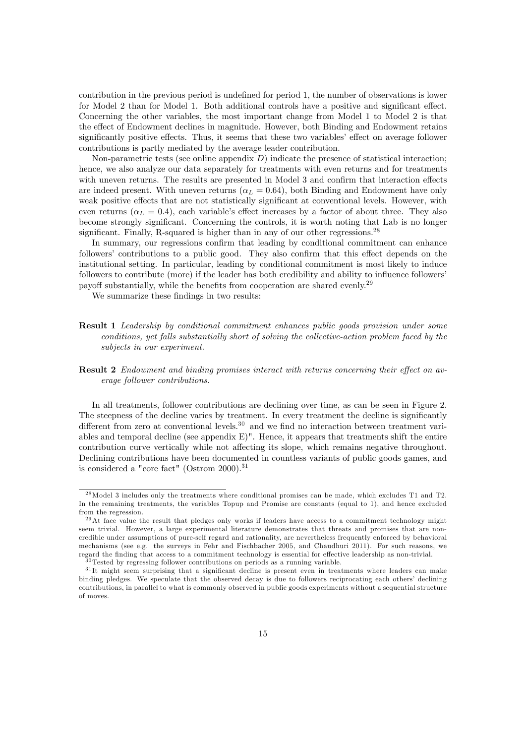contribution in the previous period is undefined for period 1, the number of observations is lower for Model 2 than for Model 1. Both additional controls have a positive and significant effect. Concerning the other variables, the most important change from Model 1 to Model 2 is that the effect of Endowment declines in magnitude. However, both Binding and Endowment retains significantly positive effects. Thus, it seems that these two variables' effect on average follower contributions is partly mediated by the average leader contribution.

Non-parametric tests (see online appendix *D*) indicate the presence of statistical interaction; hence, we also analyze our data separately for treatments with even returns and for treatments with uneven returns. The results are presented in Model 3 and confirm that interaction effects are indeed present. With uneven returns ($\alpha_L = 0.64$), both Binding and Endowment have only weak positive effects that are not statistically significant at conventional levels. However, with even returns ($\alpha_L = 0.4$), each variable's effect increases by a factor of about three. They also become strongly significant. Concerning the controls, it is worth noting that Lab is no longer significant. Finally, R-squared is higher than in any of our other regressions.[28]

In summary, our regressions confirm that leading by conditional commitment can enhance followers' contributions to a public good. They also confirm that this effect depends on the institutional setting. In particular, leading by conditional commitment is most likely to induce followers to contribute (more) if the leader has both credibility and ability to influence followers' payoff substantially, while the benefits from cooperation are shared evenly.[29]

We summarize these findings in two results:

**Result 1** *Leadership by conditional commitment enhances public goods provision under some conditions, yet falls substantially short of solving the collective-action problem faced by the subjects in our experiment.*

**Result 2** *Endowment and binding promises interact with returns concerning their effect on average follower contributions.*

In all treatments, follower contributions are declining over time, as can be seen in Figure 2. The steepness of the decline varies by treatment. In every treatment the decline is significantly different from zero at conventional levels.[30] and we find no interaction between treatment variables and temporal decline (see appendix E)". Hence, it appears that treatments shift the entire contribution curve vertically while not affecting its slope, which remains negative throughout. Declining contributions have been documented in countless variants of public goods games, and is considered a "core fact" (Ostrom 2000).[31]

---

[28] Model 3 includes only the treatments where conditional promises can be made, which excludes T1 and T2. In the remaining treatments, the variables Topup and Promise are constants (equal to 1), and hence excluded from the regression.

[29] At face value the result that pledges only works if leaders have access to a commitment technology might seem trivial. However, a large experimental literature demonstrates that threats and promises that are non-credible under assumptions of pure-self regard and rationality, are nevertheless frequently enforced by behavioral mechanisms (see e.g. the surveys in Fehr and Fischbacher 2005, and Chaudhuri 2011). For such reasons, we regard the finding that access to a commitment technology is essential for effective leadership as non-trivial.

[30] Tested by regressing follower contributions on periods as a running variable.

[31] It might seem surprising that a significant decline is present even in treatments where leaders can make binding pledges. We speculate that the observed decay is due to followers reciprocating each others' declining contributions, in parallel to what is commonly observed in public goods experiments without a sequential structure of moves.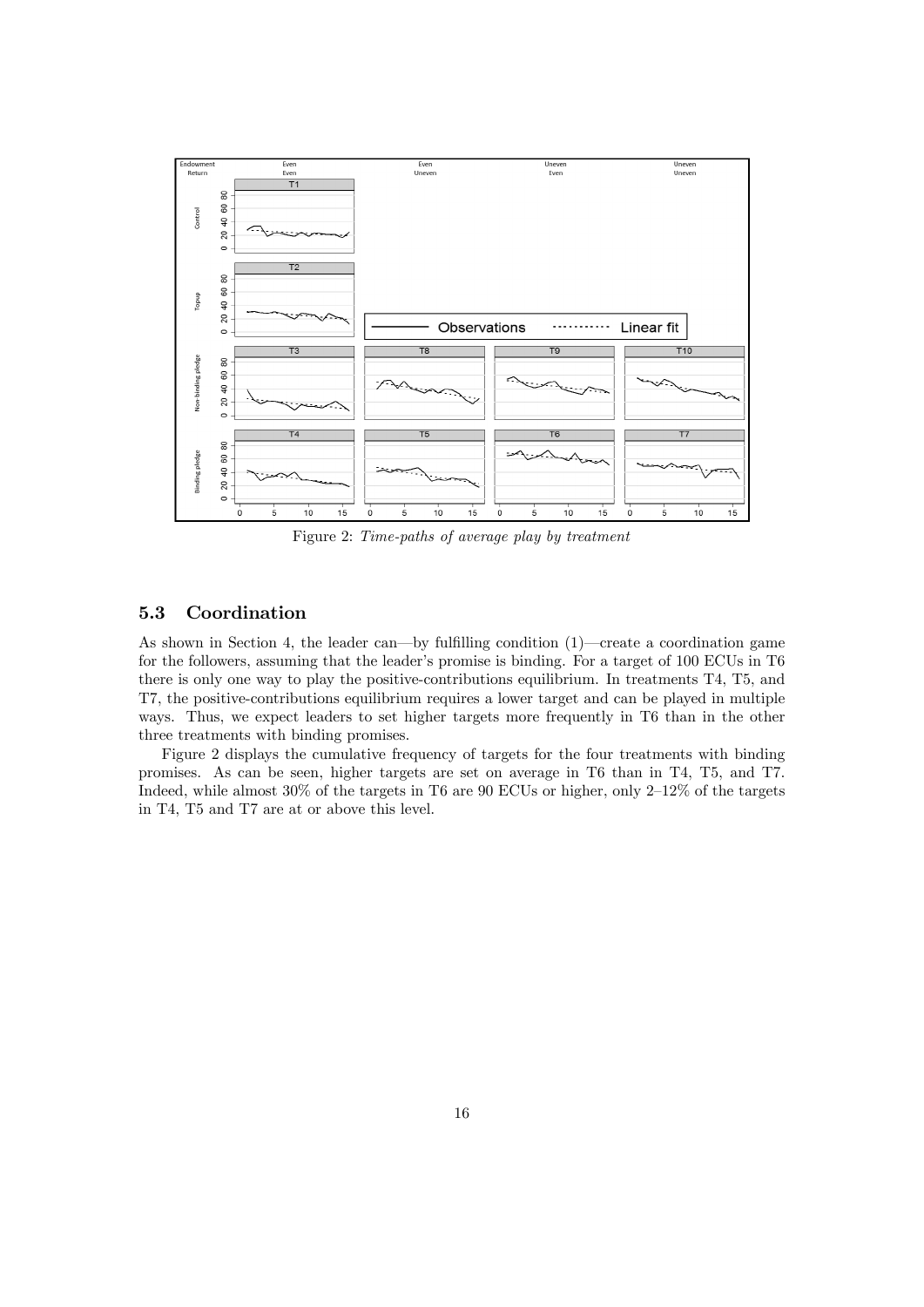Figure 2: *Time-paths of average play by treatment*

### 5.3 Coordination

As shown in Section 4, the leader can—by fulfilling condition (1)—create a coordination game for the followers, assuming that the leader's promise is binding. For a target of 100 ECUs in T6 there is only one way to play the positive-contributions equilibrium. In treatments T4, T5, and T7, the positive-contributions equilibrium requires a lower target and can be played in multiple ways. Thus, we expect leaders to set higher targets more frequently in T6 than in the other three treatments with binding promises.

Figure 2 displays the cumulative frequency of targets for the four treatments with binding promises. As can be seen, higher targets are set on average in T6 than in T4, T5, and T7. Indeed, while almost 30% of the targets in T6 are 90 ECUs or higher, only 2–12% of the targets in T4, T5 and T7 are at or above this level.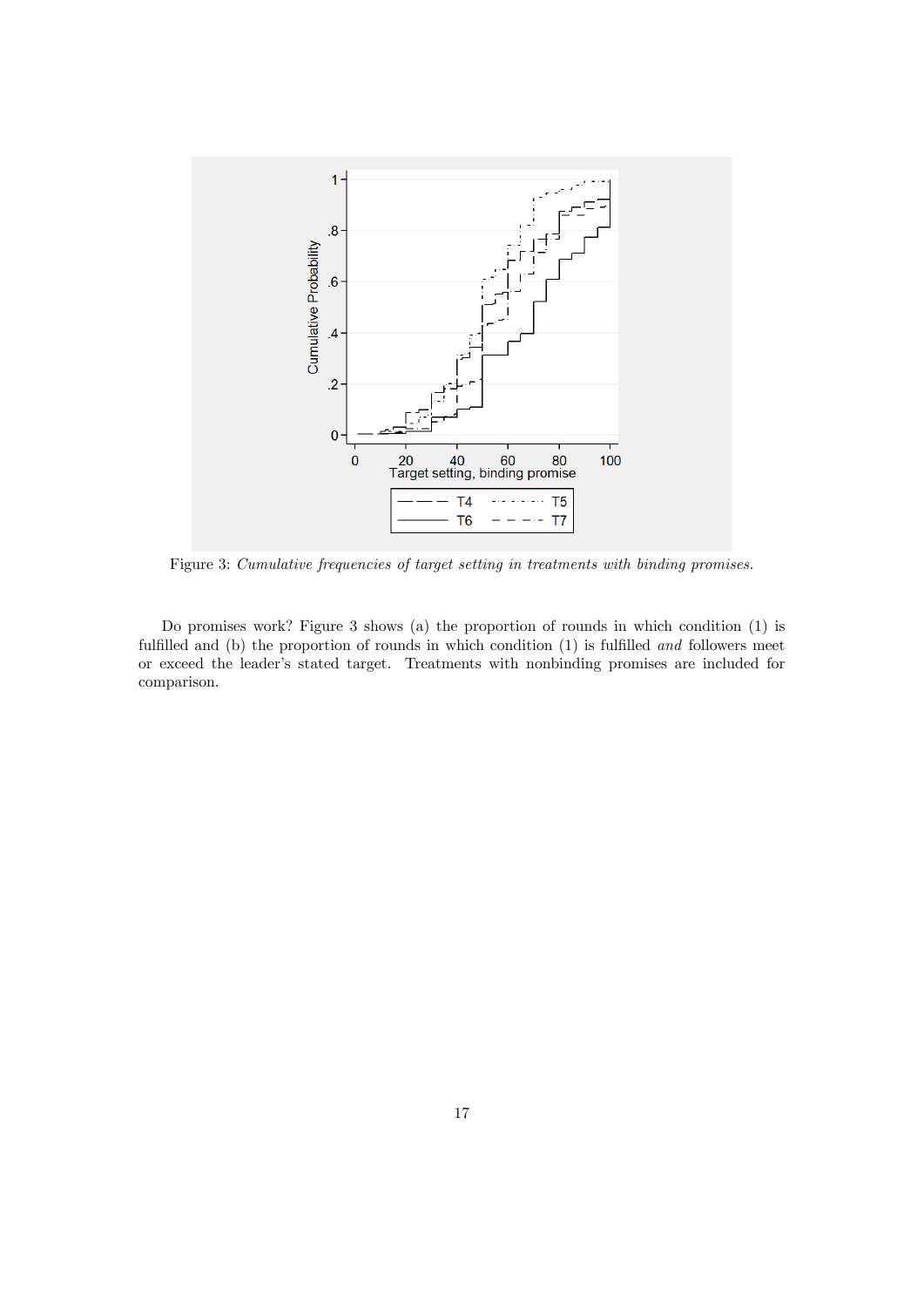Figure 3: *Cumulative frequencies of target setting in treatments with binding promises.*

Do promises work? Figure 3 shows (a) the proportion of rounds in which condition (1) is fulfilled and (b) the proportion of rounds in which condition (1) is fulfilled *and* followers meet or exceed the leader's stated target. Treatments with nonbinding promises are included for comparison.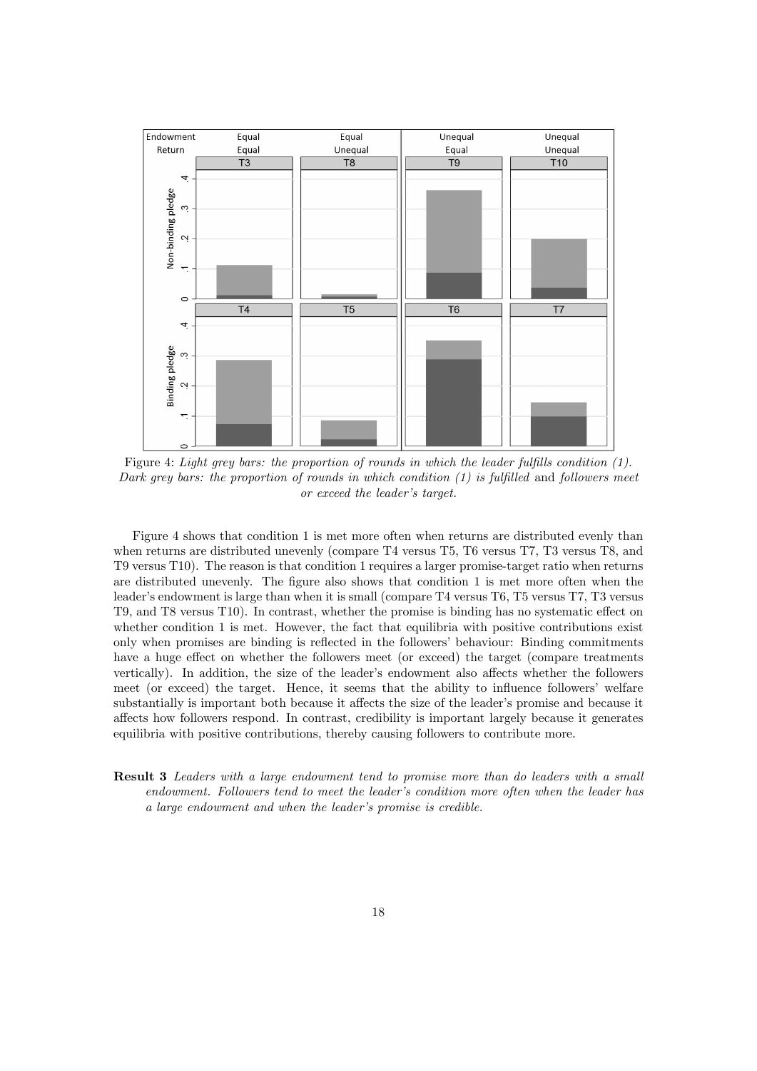Figure 4: *Light grey bars: the proportion of rounds in which the leader fulfills condition (1). Dark grey bars: the proportion of rounds in which condition (1) is fulfilled* and *followers meet or exceed the leader's target.*

Figure 4 shows that condition 1 is met more often when returns are distributed evenly than when returns are distributed unevenly (compare T4 versus T5, T6 versus T7, T3 versus T8, and T9 versus T10). The reason is that condition 1 requires a larger promise-target ratio when returns are distributed unevenly. The figure also shows that condition 1 is met more often when the leader's endowment is large than when it is small (compare T4 versus T6, T5 versus T7, T3 versus T9, and T8 versus T10). In contrast, whether the promise is binding has no systematic effect on whether condition 1 is met. However, the fact that equilibria with positive contributions exist only when promises are binding is reflected in the followers' behaviour: Binding commitments have a huge effect on whether the followers meet (or exceed) the target (compare treatments vertically). In addition, the size of the leader's endowment also affects whether the followers meet (or exceed) the target. Hence, it seems that the ability to influence followers' welfare substantially is important both because it affects the size of the leader's promise and because it affects how followers respond. In contrast, credibility is important largely because it generates equilibria with positive contributions, thereby causing followers to contribute more.

**Result 3** *Leaders with a large endowment tend to promise more than do leaders with a small endowment. Followers tend to meet the leader's condition more often when the leader has a large endowment and when the leader's promise is credible.*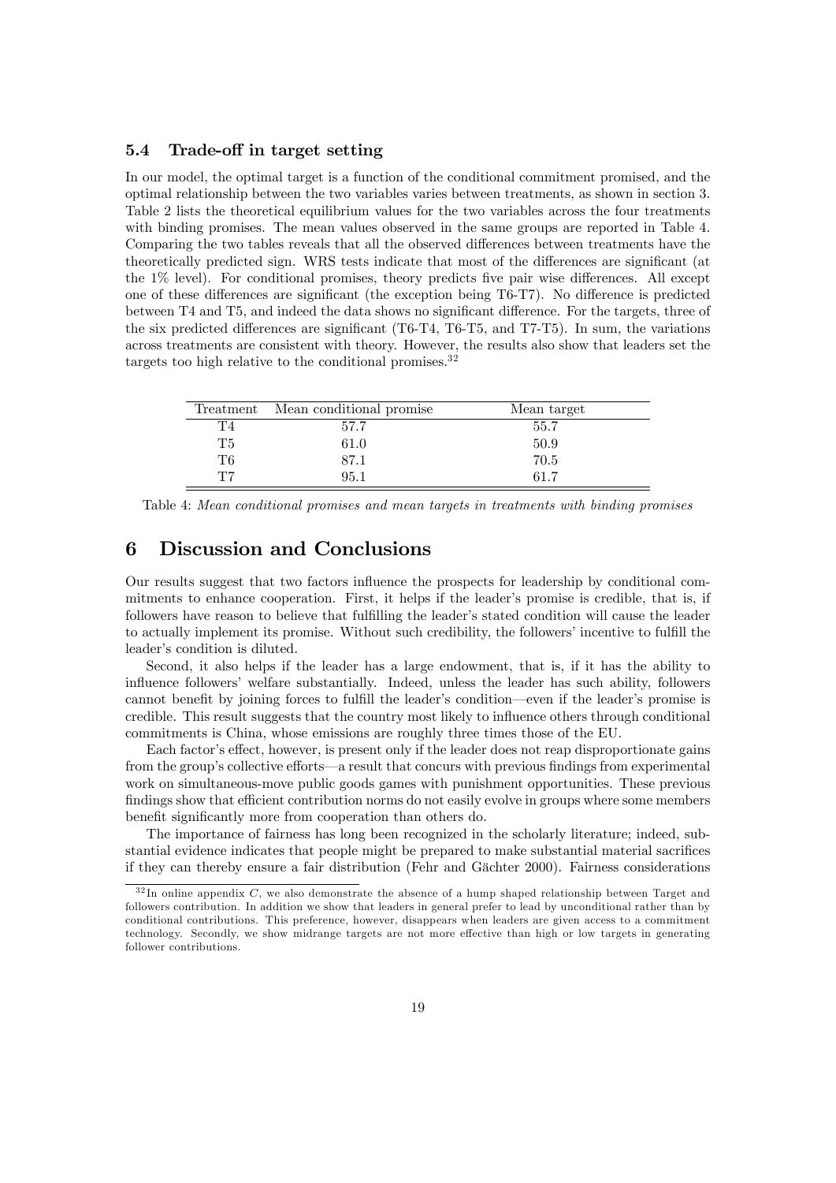### 5.4 Trade-off in target setting

In our model, the optimal target is a function of the conditional commitment promised, and the optimal relationship between the two variables varies between treatments, as shown in section 3. Table 2 lists the theoretical equilibrium values for the two variables across the four treatments with binding promises. The mean values observed in the same groups are reported in Table 4. Comparing the two tables reveals that all the observed differences between treatments have the theoretically predicted sign. WRS tests indicate that most of the differences are significant (at the 1% level). For conditional promises, theory predicts five pair wise differences. All except one of these differences are significant (the exception being T6-T7). No difference is predicted between T4 and T5, and indeed the data shows no significant difference. For the targets, three of the six predicted differences are significant (T6-T4, T6-T5, and T7-T5). In sum, the variations across treatments are consistent with theory. However, the results also show that leaders set the targets too high relative to the conditional promises.[32]

| Treatment | Mean conditional promise | Mean target |
|---|---|---|
| T4 | 57.7 | 55.7 |
| T5 | 61.0 | 50.9 |
| T6 | 87.1 | 70.5 |
| T7 | 95.1 | 61.7 |

Table 4: *Mean conditional promises and mean targets in treatments with binding promises*

# 6 Discussion and Conclusions

Our results suggest that two factors influence the prospects for leadership by conditional commitments to enhance cooperation. First, it helps if the leader's promise is credible, that is, if followers have reason to believe that fulfilling the leader's stated condition will cause the leader to actually implement its promise. Without such credibility, the followers' incentive to fulfill the leader's condition is diluted.

Second, it also helps if the leader has a large endowment, that is, if it has the ability to influence followers' welfare substantially. Indeed, unless the leader has such ability, followers cannot benefit by joining forces to fulfill the leader's condition—even if the leader's promise is credible. This result suggests that the country most likely to influence others through conditional commitments is China, whose emissions are roughly three times those of the EU.

Each factor's effect, however, is present only if the leader does not reap disproportionate gains from the group's collective efforts—a result that concurs with previous findings from experimental work on simultaneous-move public goods games with punishment opportunities. These previous findings show that efficient contribution norms do not easily evolve in groups where some members benefit significantly more from cooperation than others do.

The importance of fairness has long been recognized in the scholarly literature; indeed, substantial evidence indicates that people might be prepared to make substantial material sacrifices if they can thereby ensure a fair distribution (Fehr and Gächter 2000). Fairness considerations

[32] In online appendix *C*, we also demonstrate the absence of a hump shaped relationship between Target and followers contribution. In addition we show that leaders in general prefer to lead by unconditional rather than by conditional contributions. This preference, however, disappears when leaders are given access to a commitment technology. Secondly, we show midrange targets are not more effective than high or low targets in generating follower contributions.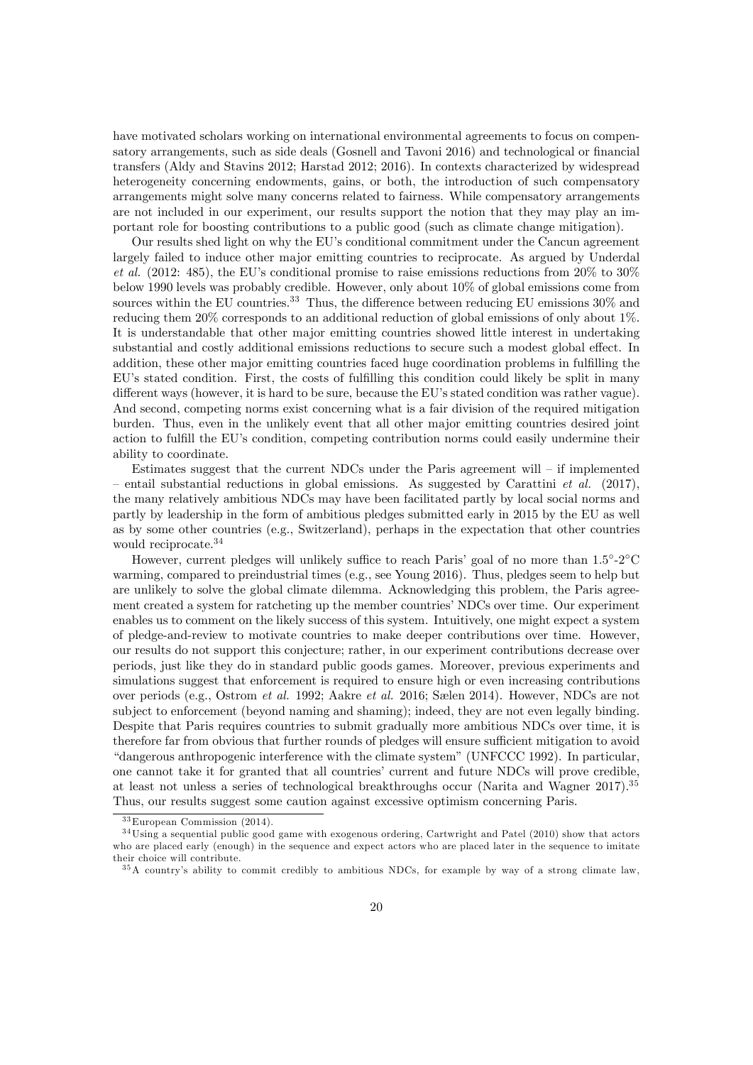have motivated scholars working on international environmental agreements to focus on compensatory arrangements, such as side deals (Gosnell and Tavoni 2016) and technological or financial transfers (Aldy and Stavins 2012; Harstad 2012; 2016). In contexts characterized by widespread heterogeneity concerning endowments, gains, or both, the introduction of such compensatory arrangements might solve many concerns related to fairness. While compensatory arrangements are not included in our experiment, our results support the notion that they may play an important role for boosting contributions to a public good (such as climate change mitigation).

Our results shed light on why the EU's conditional commitment under the Cancun agreement largely failed to induce other major emitting countries to reciprocate. As argued by Underdal *et al.* (2012: 485), the EU's conditional promise to raise emissions reductions from 20% to 30% below 1990 levels was probably credible. However, only about 10% of global emissions come from sources within the EU countries.[33] Thus, the difference between reducing EU emissions 30% and reducing them 20% corresponds to an additional reduction of global emissions of only about 1%. It is understandable that other major emitting countries showed little interest in undertaking substantial and costly additional emissions reductions to secure such a modest global effect. In addition, these other major emitting countries faced huge coordination problems in fulfilling the EU's stated condition. First, the costs of fulfilling this condition could likely be split in many different ways (however, it is hard to be sure, because the EU's stated condition was rather vague). And second, competing norms exist concerning what is a fair division of the required mitigation burden. Thus, even in the unlikely event that all other major emitting countries desired joint action to fulfill the EU's condition, competing contribution norms could easily undermine their ability to coordinate.

Estimates suggest that the current NDCs under the Paris agreement will – if implemented – entail substantial reductions in global emissions. As suggested by Carattini *et al.* (2017), the many relatively ambitious NDCs may have been facilitated partly by local social norms and partly by leadership in the form of ambitious pledges submitted early in 2015 by the EU as well as by some other countries (e.g., Switzerland), perhaps in the expectation that other countries would reciprocate.[34]

However, current pledges will unlikely suffice to reach Paris' goal of no more than 1.5°-2°C warming, compared to preindustrial times (e.g., see Young 2016). Thus, pledges seem to help but are unlikely to solve the global climate dilemma. Acknowledging this problem, the Paris agreement created a system for ratcheting up the member countries' NDCs over time. Our experiment enables us to comment on the likely success of this system. Intuitively, one might expect a system of pledge-and-review to motivate countries to make deeper contributions over time. However, our results do not support this conjecture; rather, in our experiment contributions decrease over periods, just like they do in standard public goods games. Moreover, previous experiments and simulations suggest that enforcement is required to ensure high or even increasing contributions over periods (e.g., Ostrom *et al.* 1992; Aakre *et al.* 2016; Sælen 2014). However, NDCs are not subject to enforcement (beyond naming and shaming); indeed, they are not even legally binding. Despite that Paris requires countries to submit gradually more ambitious NDCs over time, it is therefore far from obvious that further rounds of pledges will ensure sufficient mitigation to avoid "dangerous anthropogenic interference with the climate system" (UNFCCC 1992). In particular, one cannot take it for granted that all countries' current and future NDCs will prove credible, at least not unless a series of technological breakthroughs occur (Narita and Wagner 2017).[35] Thus, our results suggest some caution against excessive optimism concerning Paris.

[33] European Commission (2014).

[34] Using a sequential public good game with exogenous ordering, Cartwright and Patel (2010) show that actors who are placed early (enough) in the sequence and expect actors who are placed later in the sequence to imitate their choice will contribute.

[35] A country's ability to commit credibly to ambitious NDCs, for example by way of a strong climate law,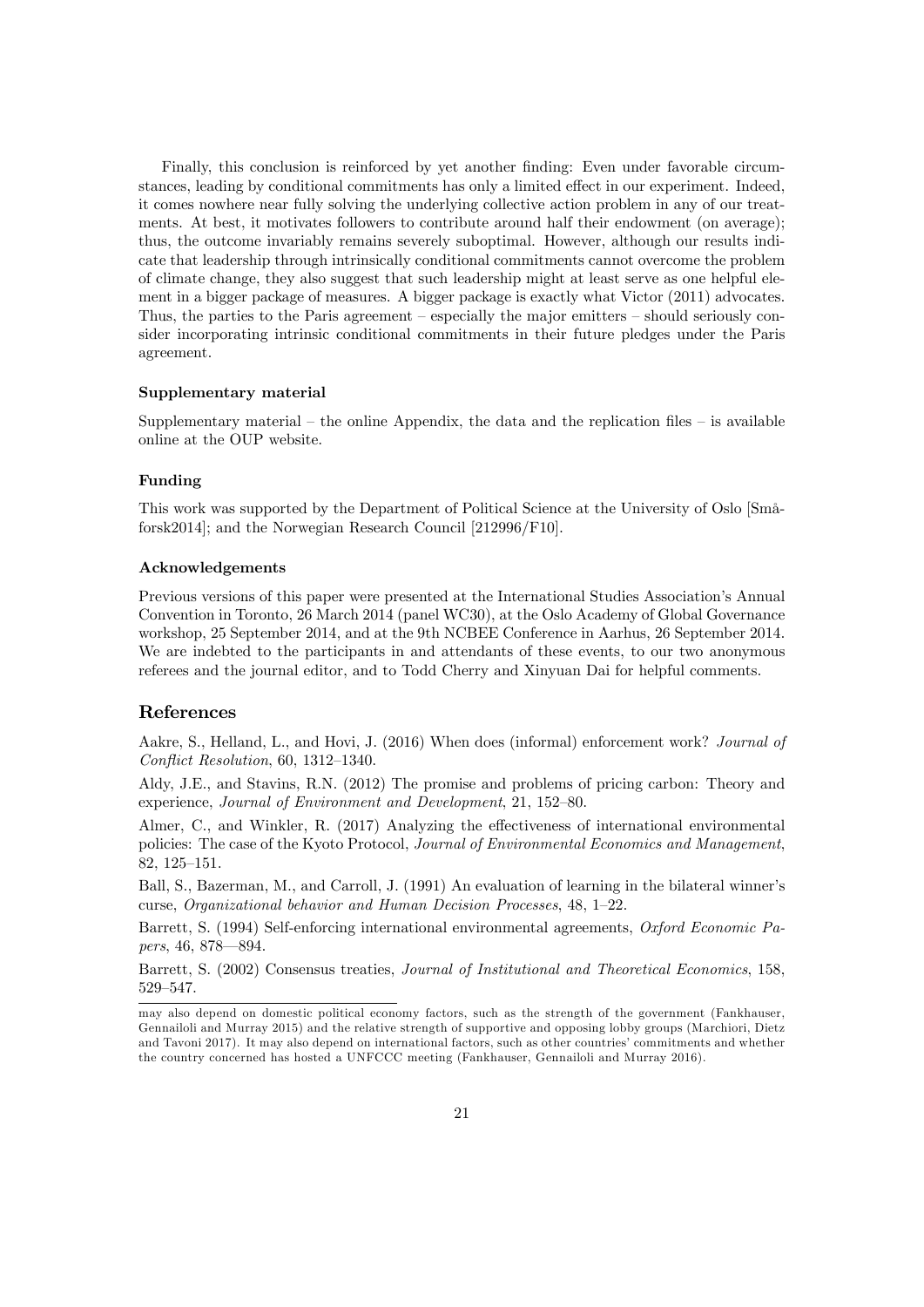Finally, this conclusion is reinforced by yet another finding: Even under favorable circumstances, leading by conditional commitments has only a limited effect in our experiment. Indeed, it comes nowhere near fully solving the underlying collective action problem in any of our treatments. At best, it motivates followers to contribute around half their endowment (on average); thus, the outcome invariably remains severely suboptimal. However, although our results indicate that leadership through intrinsically conditional commitments cannot overcome the problem of climate change, they also suggest that such leadership might at least serve as one helpful element in a bigger package of measures. A bigger package is exactly what Victor (2011) advocates. Thus, the parties to the Paris agreement – especially the major emitters – should seriously consider incorporating intrinsic conditional commitments in their future pledges under the Paris agreement.

#### Supplementary material

Supplementary material – the online Appendix, the data and the replication files – is available online at the OUP website.

#### Funding

This work was supported by the Department of Political Science at the University of Oslo [Småforsk2014]; and the Norwegian Research Council [212996/F10].

#### Acknowledgements

Previous versions of this paper were presented at the International Studies Association's Annual Convention in Toronto, 26 March 2014 (panel WC30), at the Oslo Academy of Global Governance workshop, 25 September 2014, and at the 9th NCBEE Conference in Aarhus, 26 September 2014. We are indebted to the participants in and attendants of these events, to our two anonymous referees and the journal editor, and to Todd Cherry and Xinyuan Dai for helpful comments.

## References

Aakre, S., Helland, L., and Hovi, J. (2016) When does (informal) enforcement work? *Journal of Conflict Resolution*, 60, 1312–1340.

Aldy, J.E., and Stavins, R.N. (2012) The promise and problems of pricing carbon: Theory and experience, *Journal of Environment and Development*, 21, 152–80.

Almer, C., and Winkler, R. (2017) Analyzing the effectiveness of international environmental policies: The case of the Kyoto Protocol, *Journal of Environmental Economics and Management*, 82, 125–151.

Ball, S., Bazerman, M., and Carroll, J. (1991) An evaluation of learning in the bilateral winner's curse, *Organizational behavior and Human Decision Processes*, 48, 1–22.

Barrett, S. (1994) Self-enforcing international environmental agreements, *Oxford Economic Papers*, 46, 878—894.

Barrett, S. (2002) Consensus treaties, *Journal of Institutional and Theoretical Economics*, 158, 529–547.

may also depend on domestic political economy factors, such as the strength of the government (Fankhauser, Gennailoli and Murray 2015) and the relative strength of supportive and opposing lobby groups (Marchiori, Dietz and Tavoni 2017). It may also depend on international factors, such as other countries' commitments and whether the country concerned has hosted a UNFCCC meeting (Fankhauser, Gennailoli and Murray 2016).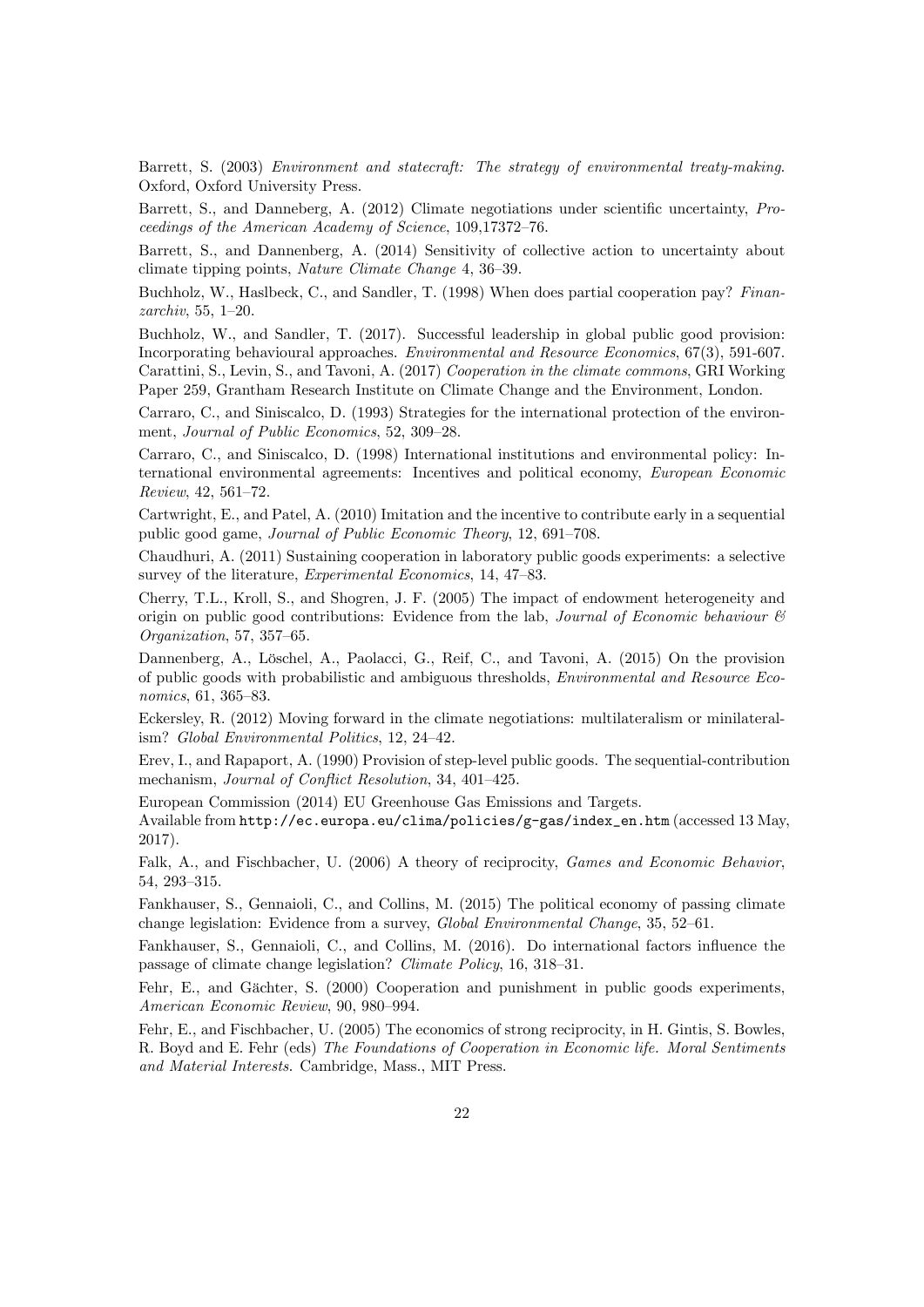Barrett, S. (2003) *Environment and statecraft: The strategy of environmental treaty-making*. Oxford, Oxford University Press.

Barrett, S., and Danneberg, A. (2012) Climate negotiations under scientific uncertainty, *Proceedings of the American Academy of Science*, 109,17372–76.

Barrett, S., and Dannenberg, A. (2014) Sensitivity of collective action to uncertainty about climate tipping points, *Nature Climate Change* 4, 36–39.

Buchholz, W., Haslbeck, C., and Sandler, T. (1998) When does partial cooperation pay? *Finanzarchiv*, 55, 1–20.

Buchholz, W., and Sandler, T. (2017). Successful leadership in global public good provision: Incorporating behavioural approaches. *Environmental and Resource Economics*, 67(3), 591-607.
Carattini, S., Levin, S., and Tavoni, A. (2017) *Cooperation in the climate commons*, GRI Working Paper 259, Grantham Research Institute on Climate Change and the Environment, London.

Carraro, C., and Siniscalco, D. (1993) Strategies for the international protection of the environment, *Journal of Public Economics*, 52, 309–28.

Carraro, C., and Siniscalco, D. (1998) International institutions and environmental policy: International environmental agreements: Incentives and political economy, *European Economic Review*, 42, 561–72.

Cartwright, E., and Patel, A. (2010) Imitation and the incentive to contribute early in a sequential public good game, *Journal of Public Economic Theory*, 12, 691–708.

Chaudhuri, A. (2011) Sustaining cooperation in laboratory public goods experiments: a selective survey of the literature, *Experimental Economics*, 14, 47–83.

Cherry, T.L., Kroll, S., and Shogren, J. F. (2005) The impact of endowment heterogeneity and origin on public good contributions: Evidence from the lab, *Journal of Economic behaviour & Organization*, 57, 357–65.

Dannenberg, A., Löschel, A., Paolacci, G., Reif, C., and Tavoni, A. (2015) On the provision of public goods with probabilistic and ambiguous thresholds, *Environmental and Resource Economics*, 61, 365–83.

Eckersley, R. (2012) Moving forward in the climate negotiations: multilateralism or minilateralism? *Global Environmental Politics*, 12, 24–42.

Erev, I., and Rapaport, A. (1990) Provision of step-level public goods. The sequential-contribution mechanism, *Journal of Conflict Resolution*, 34, 401–425.

European Commission (2014) EU Greenhouse Gas Emissions and Targets.
Available from `http://ec.europa.eu/clima/policies/g-gas/index_en.htm` (accessed 13 May, 2017).

Falk, A., and Fischbacher, U. (2006) A theory of reciprocity, *Games and Economic Behavior*, 54, 293–315.

Fankhauser, S., Gennaioli, C., and Collins, M. (2015) The political economy of passing climate change legislation: Evidence from a survey, *Global Environmental Change*, 35, 52–61.

Fankhauser, S., Gennaioli, C., and Collins, M. (2016). Do international factors influence the passage of climate change legislation? *Climate Policy*, 16, 318–31.

Fehr, E., and Gächter, S. (2000) Cooperation and punishment in public goods experiments, *American Economic Review*, 90, 980–994.

Fehr, E., and Fischbacher, U. (2005) The economics of strong reciprocity, in H. Gintis, S. Bowles, R. Boyd and E. Fehr (eds) *The Foundations of Cooperation in Economic life. Moral Sentiments and Material Interests*. Cambridge, Mass., MIT Press.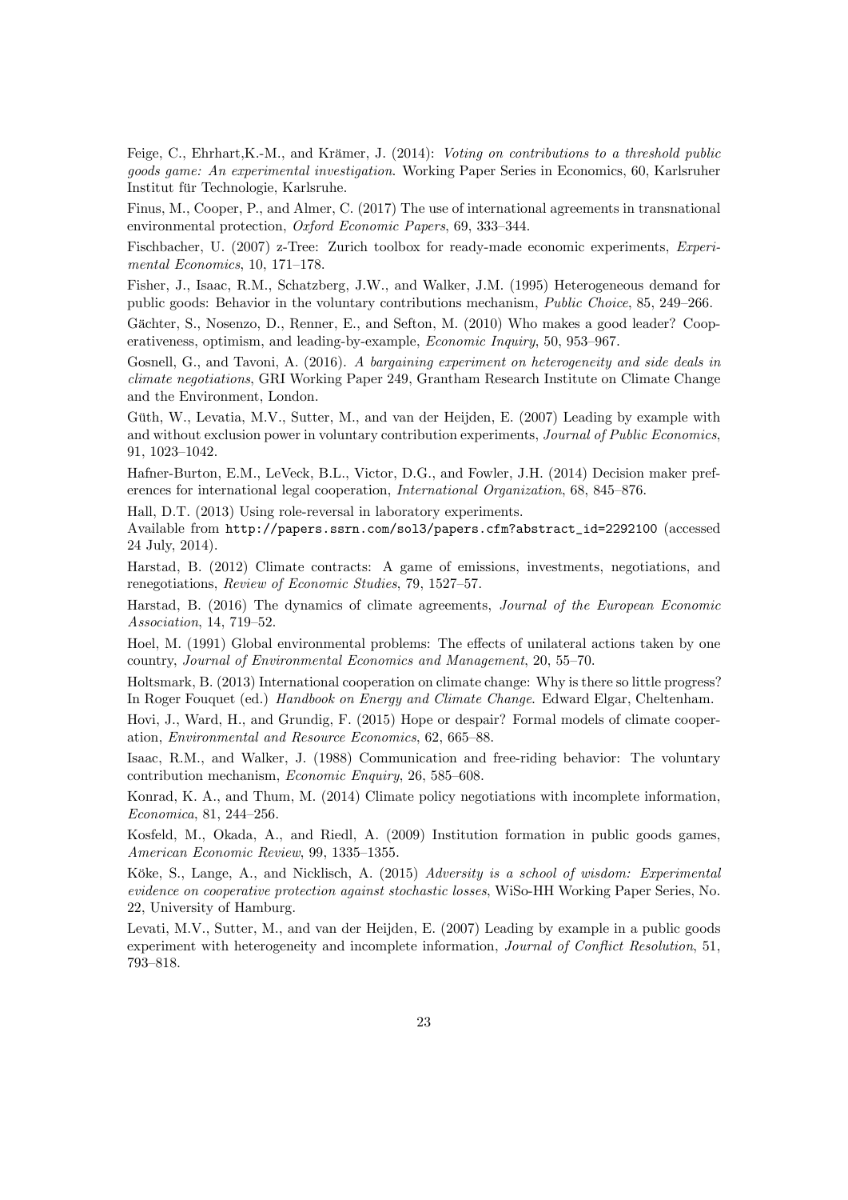Feige, C., Ehrhart,K.-M., and Krämer, J. (2014): *Voting on contributions to a threshold public goods game: An experimental investigation*. Working Paper Series in Economics, 60, Karlsruher Institut für Technologie, Karlsruhe.

Finus, M., Cooper, P., and Almer, C. (2017) The use of international agreements in transnational environmental protection, *Oxford Economic Papers*, 69, 333–344.

Fischbacher, U. (2007) z-Tree: Zurich toolbox for ready-made economic experiments, *Experimental Economics*, 10, 171–178.

Fisher, J., Isaac, R.M., Schatzberg, J.W., and Walker, J.M. (1995) Heterogeneous demand for public goods: Behavior in the voluntary contributions mechanism, *Public Choice*, 85, 249–266.

Gächter, S., Nosenzo, D., Renner, E., and Sefton, M. (2010) Who makes a good leader? Cooperativeness, optimism, and leading-by-example, *Economic Inquiry*, 50, 953–967.

Gosnell, G., and Tavoni, A. (2016). *A bargaining experiment on heterogeneity and side deals in climate negotiations*, GRI Working Paper 249, Grantham Research Institute on Climate Change and the Environment, London.

Güth, W., Levatia, M.V., Sutter, M., and van der Heijden, E. (2007) Leading by example with and without exclusion power in voluntary contribution experiments, *Journal of Public Economics*, 91, 1023–1042.

Hafner-Burton, E.M., LeVeck, B.L., Victor, D.G., and Fowler, J.H. (2014) Decision maker preferences for international legal cooperation, *International Organization*, 68, 845–876.

Hall, D.T. (2013) Using role-reversal in laboratory experiments.
Available from `http://papers.ssrn.com/sol3/papers.cfm?abstract_id=2292100` (accessed 24 July, 2014).

Harstad, B. (2012) Climate contracts: A game of emissions, investments, negotiations, and renegotiations, *Review of Economic Studies*, 79, 1527–57.

Harstad, B. (2016) The dynamics of climate agreements, *Journal of the European Economic Association*, 14, 719–52.

Hoel, M. (1991) Global environmental problems: The effects of unilateral actions taken by one country, *Journal of Environmental Economics and Management*, 20, 55–70.

Holtsmark, B. (2013) International cooperation on climate change: Why is there so little progress? In Roger Fouquet (ed.) *Handbook on Energy and Climate Change*. Edward Elgar, Cheltenham.

Hovi, J., Ward, H., and Grundig, F. (2015) Hope or despair? Formal models of climate cooperation, *Environmental and Resource Economics*, 62, 665–88.

Isaac, R.M., and Walker, J. (1988) Communication and free-riding behavior: The voluntary contribution mechanism, *Economic Enquiry*, 26, 585–608.

Konrad, K. A., and Thum, M. (2014) Climate policy negotiations with incomplete information, *Economica*, 81, 244–256.

Kosfeld, M., Okada, A., and Riedl, A. (2009) Institution formation in public goods games, *American Economic Review*, 99, 1335–1355.

Köke, S., Lange, A., and Nicklisch, A. (2015) *Adversity is a school of wisdom: Experimental evidence on cooperative protection against stochastic losses*, WiSo-HH Working Paper Series, No. 22, University of Hamburg.

Levati, M.V., Sutter, M., and van der Heijden, E. (2007) Leading by example in a public goods experiment with heterogeneity and incomplete information, *Journal of Conflict Resolution*, 51, 793–818.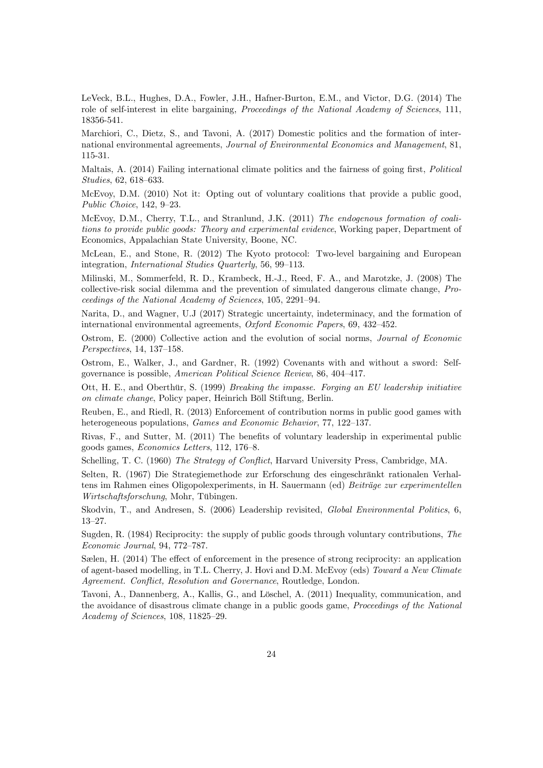LeVeck, B.L., Hughes, D.A., Fowler, J.H., Hafner-Burton, E.M., and Victor, D.G. (2014) The role of self-interest in elite bargaining, *Proceedings of the National Academy of Sciences*, 111, 18356-541.

Marchiori, C., Dietz, S., and Tavoni, A. (2017) Domestic politics and the formation of international environmental agreements, *Journal of Environmental Economics and Management*, 81, 115-31.

Maltais, A. (2014) Failing international climate politics and the fairness of going first, *Political Studies*, 62, 618–633.

McEvoy, D.M. (2010) Not it: Opting out of voluntary coalitions that provide a public good, *Public Choice*, 142, 9–23.

McEvoy, D.M., Cherry, T.L., and Stranlund, J.K. (2011) *The endogenous formation of coalitions to provide public goods: Theory and experimental evidence*, Working paper, Department of Economics, Appalachian State University, Boone, NC.

McLean, E., and Stone, R. (2012) The Kyoto protocol: Two-level bargaining and European integration, *International Studies Quarterly*, 56, 99–113.

Milinski, M., Sommerfeld, R. D., Krambeck, H.-J., Reed, F. A., and Marotzke, J. (2008) The collective-risk social dilemma and the prevention of simulated dangerous climate change, *Proceedings of the National Academy of Sciences*, 105, 2291–94.

Narita, D., and Wagner, U.J (2017) Strategic uncertainty, indeterminacy, and the formation of international environmental agreements, *Oxford Economic Papers*, 69, 432–452.

Ostrom, E. (2000) Collective action and the evolution of social norms, *Journal of Economic Perspectives*, 14, 137–158.

Ostrom, E., Walker, J., and Gardner, R. (1992) Covenants with and without a sword: Self-governance is possible, *American Political Science Review*, 86, 404–417.

Ott, H. E., and Oberthür, S. (1999) *Breaking the impasse. Forging an EU leadership initiative on climate change*, Policy paper, Heinrich Böll Stiftung, Berlin.

Reuben, E., and Riedl, R. (2013) Enforcement of contribution norms in public good games with heterogeneous populations, *Games and Economic Behavior*, 77, 122–137.

Rivas, F., and Sutter, M. (2011) The benefits of voluntary leadership in experimental public goods games, *Economics Letters*, 112, 176–8.

Schelling, T. C. (1960) *The Strategy of Conflict*, Harvard University Press, Cambridge, MA.

Selten, R. (1967) Die Strategiemethode zur Erforschung des eingeschränkt rationalen Verhaltens im Rahmen eines Oligopolexperiments, in H. Sauermann (ed) *Beiträge zur experimentellen Wirtschaftsforschung*, Mohr, Tübingen.

Skodvin, T., and Andresen, S. (2006) Leadership revisited, *Global Environmental Politics*, 6, 13–27.

Sugden, R. (1984) Reciprocity: the supply of public goods through voluntary contributions, *The Economic Journal*, 94, 772–787.

Sælen, H. (2014) The effect of enforcement in the presence of strong reciprocity: an application of agent-based modelling, in T.L. Cherry, J. Hovi and D.M. McEvoy (eds) *Toward a New Climate Agreement. Conflict, Resolution and Governance*, Routledge, London.

Tavoni, A., Dannenberg, A., Kallis, G., and Löschel, A. (2011) Inequality, communication, and the avoidance of disastrous climate change in a public goods game, *Proceedings of the National Academy of Sciences*, 108, 11825–29.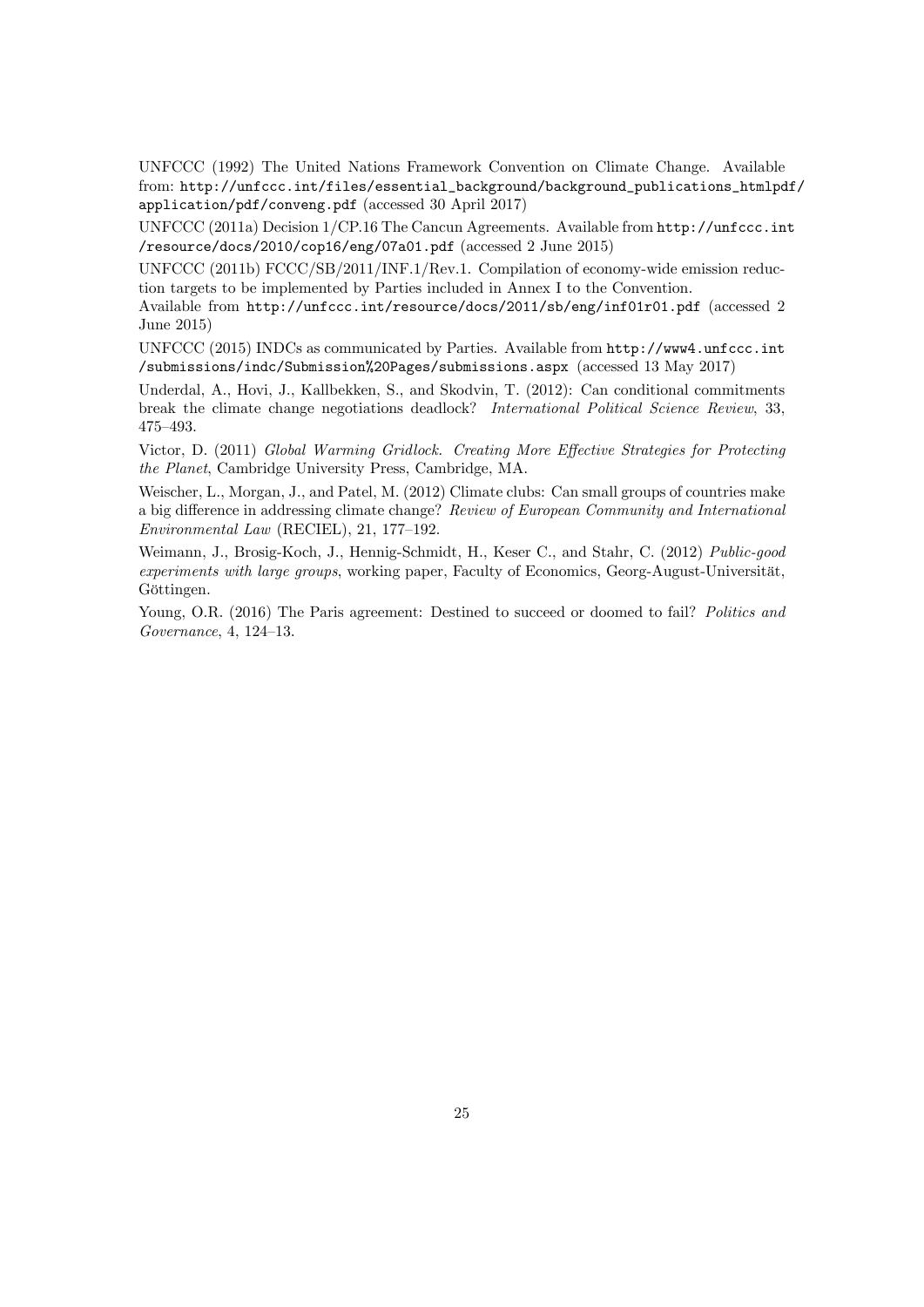UNFCCC (1992) The United Nations Framework Convention on Climate Change. Available from: http://unfccc.int/files/essential_background/background_publications_htmlpdf/application/pdf/conveng.pdf (accessed 30 April 2017)

UNFCCC (2011a) Decision 1/CP.16 The Cancun Agreements. Available from http://unfccc.int/resource/docs/2010/cop16/eng/07a01.pdf (accessed 2 June 2015)

UNFCCC (2011b) FCCC/SB/2011/INF.1/Rev.1. Compilation of economy-wide emission reduction targets to be implemented by Parties included in Annex I to the Convention. Available from http://unfccc.int/resource/docs/2011/sb/eng/inf01r01.pdf (accessed 2 June 2015)

UNFCCC (2015) INDCs as communicated by Parties. Available from http://www4.unfccc.int/submissions/indc/Submission%20Pages/submissions.aspx (accessed 13 May 2017)

Underdal, A., Hovi, J., Kallbekken, S., and Skodvin, T. (2012): Can conditional commitments break the climate change negotiations deadlock? *International Political Science Review*, 33, 475–493.

Victor, D. (2011) *Global Warming Gridlock. Creating More Effective Strategies for Protecting the Planet*, Cambridge University Press, Cambridge, MA.

Weischer, L., Morgan, J., and Patel, M. (2012) Climate clubs: Can small groups of countries make a big difference in addressing climate change? *Review of European Community and International Environmental Law* (RECIEL), 21, 177–192.

Weimann, J., Brosig-Koch, J., Hennig-Schmidt, H., Keser C., and Stahr, C. (2012) *Public-good experiments with large groups*, working paper, Faculty of Economics, Georg-August-Universität, Göttingen.

Young, O.R. (2016) The Paris agreement: Destined to succeed or doomed to fail? *Politics and Governance*, 4, 124–13.